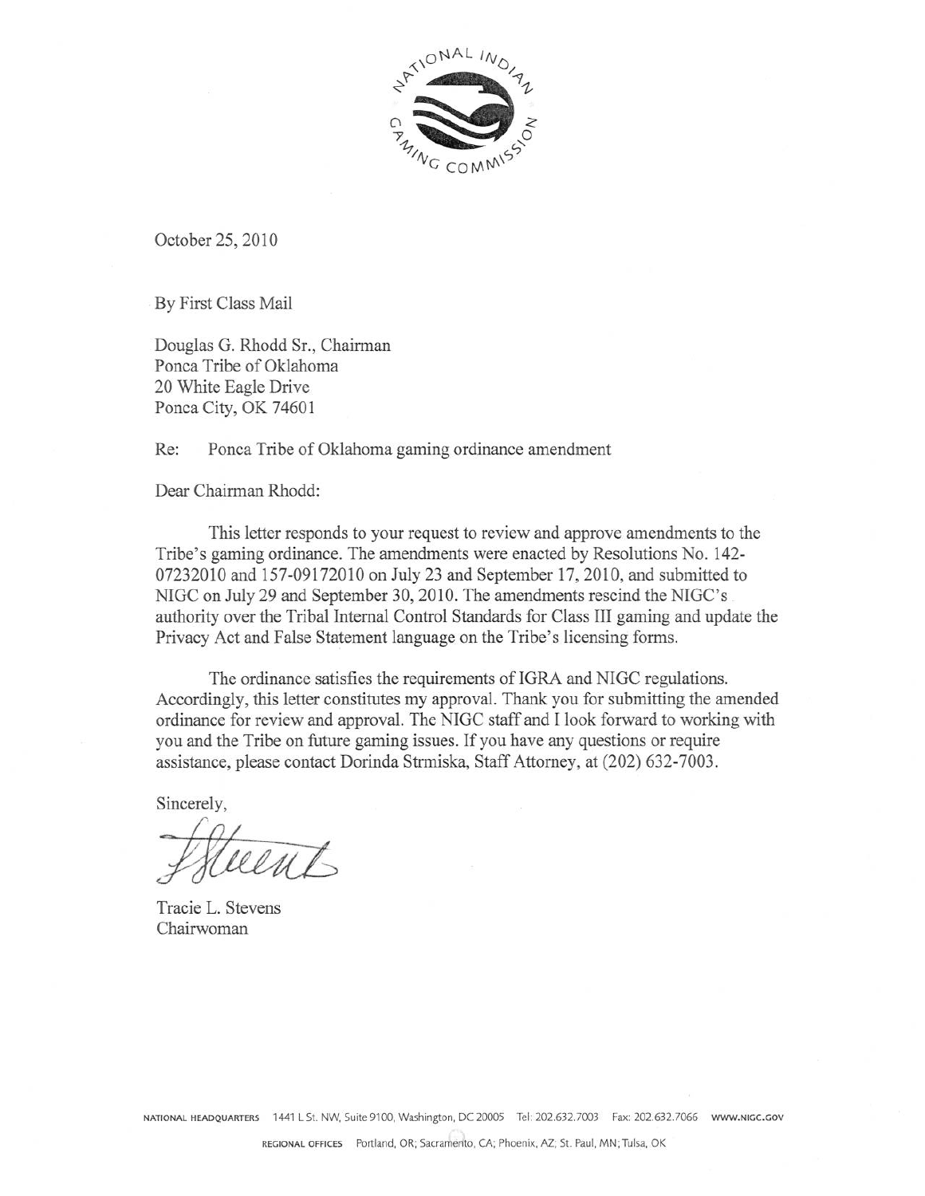October 25, 2010

By First Class Mail

Douglas G. Rhodd Sr., Chairman
Ponca Tribe of Oklahoma
20 White Eagle Drive
Ponca City, OK 74601

Re: Ponca Tribe of Oklahoma gaming ordinance amendment

Dear Chairman Rhodd:

This letter responds to your request to review and approve amendments to the Tribe's gaming ordinance. The amendments were enacted by Resolutions No. 142-07232010 and 157-09172010 on July 23 and September 17, 2010, and submitted to NIGC on July 29 and September 30, 2010. The amendments rescind the NIGC's authority over the Tribal Internal Control Standards for Class III gaming and update the Privacy Act and False Statement language on the Tribe's licensing forms.

The ordinance satisfies the requirements of IGRA and NIGC regulations. Accordingly, this letter constitutes my approval. Thank you for submitting the amended ordinance for review and approval. The NIGC staff and I look forward to working with you and the Tribe on future gaming issues. If you have any questions or require assistance, please contact Dorinda Strmiska, Staff Attorney, at (202) 632-7003.

Sincerely,

Tracie L. Stevens
Chairwoman

NATIONAL HEADQUARTERS 1441 L St. NW, Suite 9100, Washington, DC 20005 Tel: 202.632.7003 Fax: 202.632.7066 WWW.NIGC.GOV

REGIONAL OFFICES Portland, OR; Sacramento, CA; Phoenix, AZ; St. Paul, MN; Tulsa, OK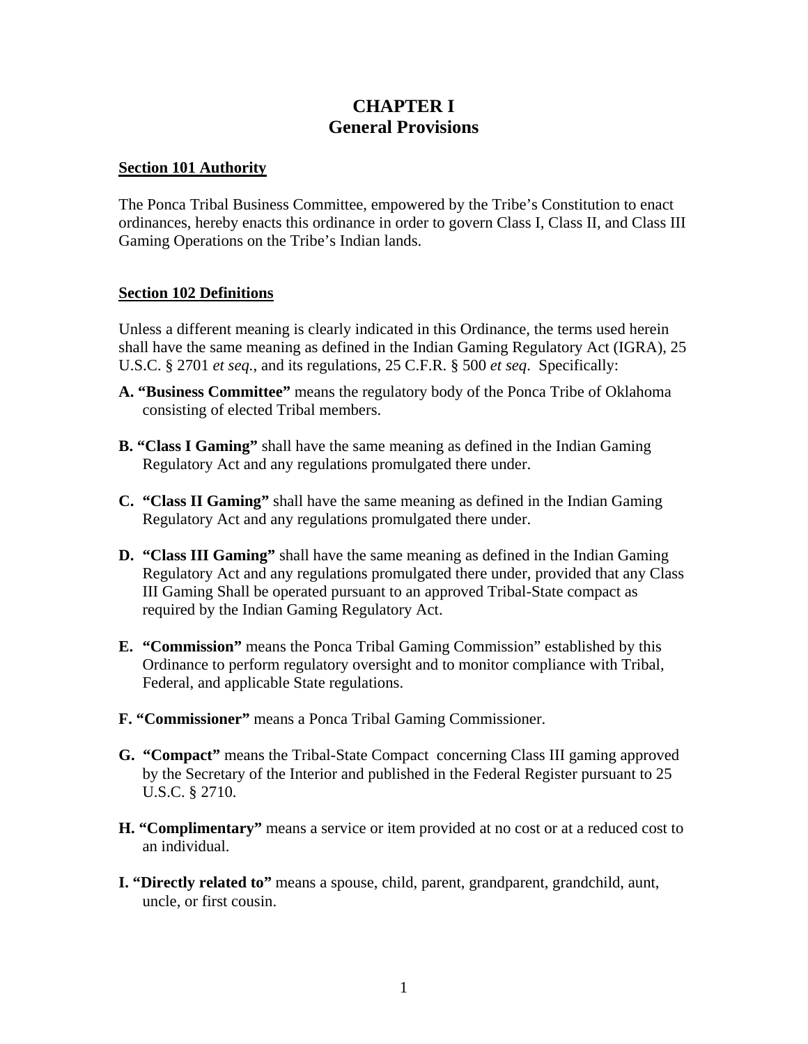# CHAPTER I
# General Provisions

**Section 101 Authority**

The Ponca Tribal Business Committee, empowered by the Tribe's Constitution to enact ordinances, hereby enacts this ordinance in order to govern Class I, Class II, and Class III Gaming Operations on the Tribe's Indian lands.

**Section 102 Definitions**

Unless a different meaning is clearly indicated in this Ordinance, the terms used herein shall have the same meaning as defined in the Indian Gaming Regulatory Act (IGRA), 25 U.S.C. § 2701 *et seq*., and its regulations, 25 C.F.R. § 500 *et seq*. Specifically:

**A. "Business Committee"** means the regulatory body of the Ponca Tribe of Oklahoma consisting of elected Tribal members.

**B. "Class I Gaming"** shall have the same meaning as defined in the Indian Gaming Regulatory Act and any regulations promulgated there under.

**C. "Class II Gaming"** shall have the same meaning as defined in the Indian Gaming Regulatory Act and any regulations promulgated there under.

**D. "Class III Gaming"** shall have the same meaning as defined in the Indian Gaming Regulatory Act and any regulations promulgated there under, provided that any Class III Gaming Shall be operated pursuant to an approved Tribal-State compact as required by the Indian Gaming Regulatory Act.

**E. "Commission"** means the Ponca Tribal Gaming Commission" established by this Ordinance to perform regulatory oversight and to monitor compliance with Tribal, Federal, and applicable State regulations.

**F. "Commissioner"** means a Ponca Tribal Gaming Commissioner.

**G. "Compact"** means the Tribal-State Compact concerning Class III gaming approved by the Secretary of the Interior and published in the Federal Register pursuant to 25 U.S.C. § 2710.

**H. "Complimentary"** means a service or item provided at no cost or at a reduced cost to an individual.

**I. "Directly related to"** means a spouse, child, parent, grandparent, grandchild, aunt, uncle, or first cousin.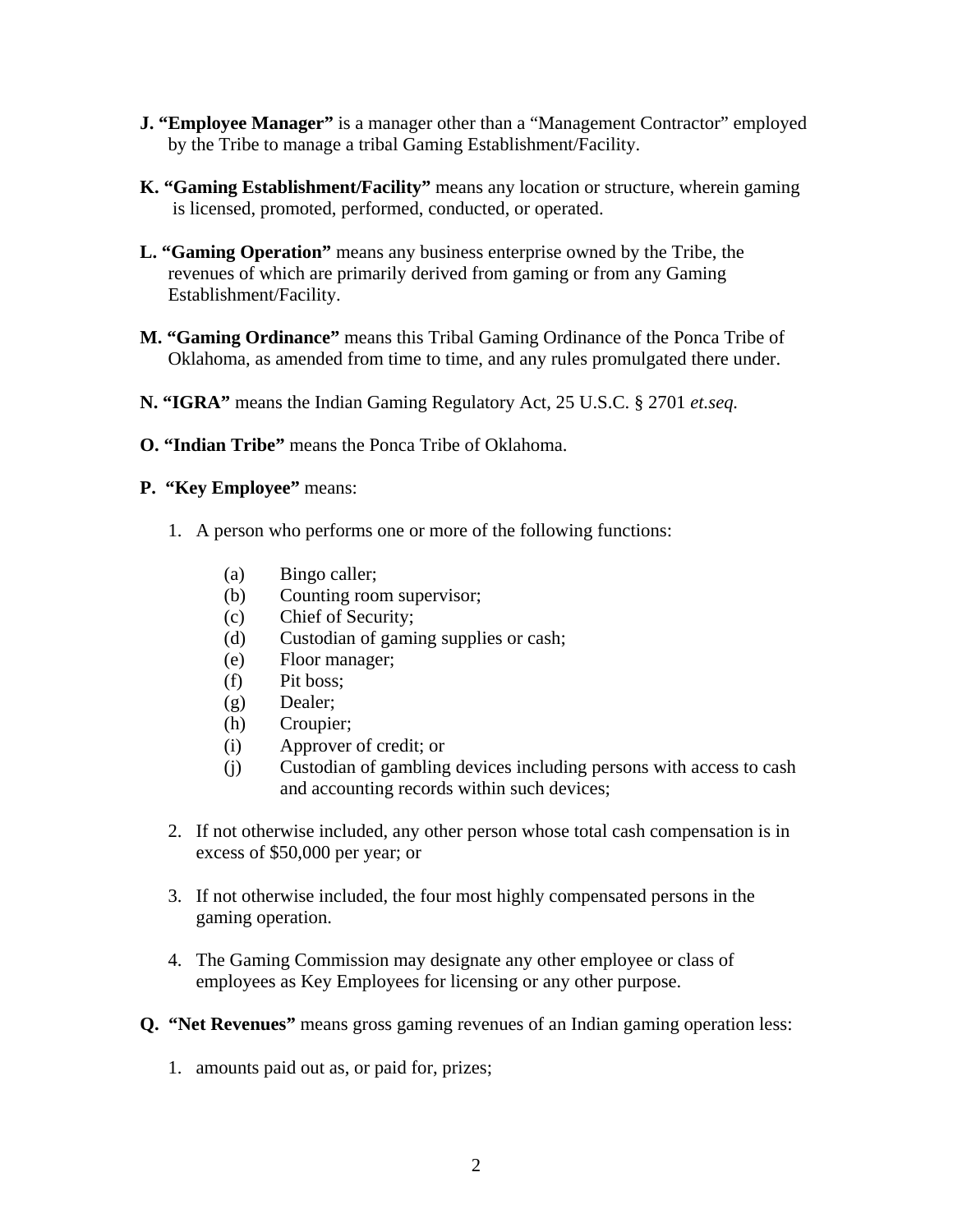**J. "Employee Manager"** is a manager other than a "Management Contractor" employed by the Tribe to manage a tribal Gaming Establishment/Facility.

**K. "Gaming Establishment/Facility"** means any location or structure, wherein gaming is licensed, promoted, performed, conducted, or operated.

**L. "Gaming Operation"** means any business enterprise owned by the Tribe, the revenues of which are primarily derived from gaming or from any Gaming Establishment/Facility.

**M. "Gaming Ordinance"** means this Tribal Gaming Ordinance of the Ponca Tribe of Oklahoma, as amended from time to time, and any rules promulgated there under.

**N. "IGRA"** means the Indian Gaming Regulatory Act, 25 U.S.C. § 2701 *et.seq.*

**O. "Indian Tribe"** means the Ponca Tribe of Oklahoma.

**P. "Key Employee"** means:

1. A person who performs one or more of the following functions:

    (a) Bingo caller;
    (b) Counting room supervisor;
    (c) Chief of Security;
    (d) Custodian of gaming supplies or cash;
    (e) Floor manager;
    (f) Pit boss;
    (g) Dealer;
    (h) Croupier;
    (i) Approver of credit; or
    (j) Custodian of gambling devices including persons with access to cash and accounting records within such devices;

2. If not otherwise included, any other person whose total cash compensation is in excess of $50,000 per year; or

3. If not otherwise included, the four most highly compensated persons in the gaming operation.

4. The Gaming Commission may designate any other employee or class of employees as Key Employees for licensing or any other purpose.

**Q. "Net Revenues"** means gross gaming revenues of an Indian gaming operation less:

1. amounts paid out as, or paid for, prizes;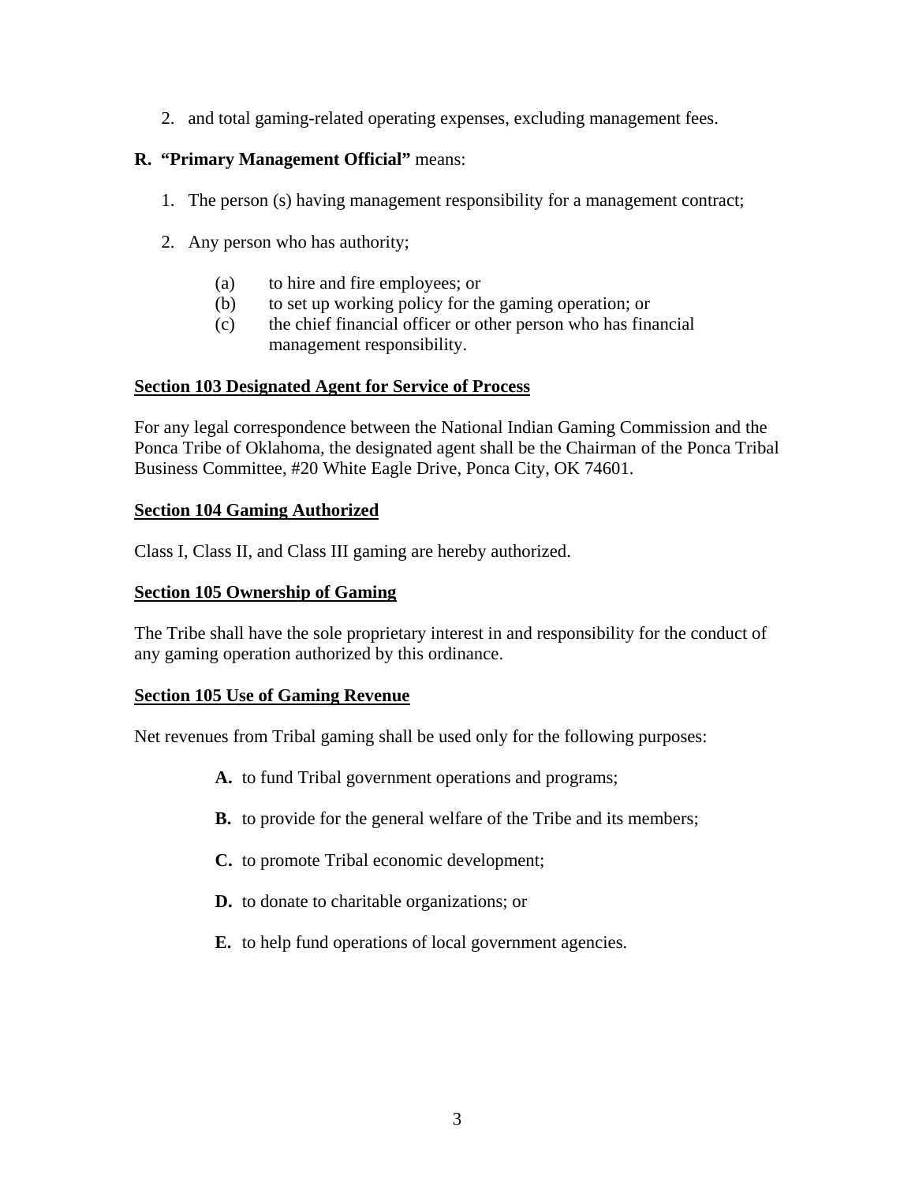2. and total gaming-related operating expenses, excluding management fees.

**R. "Primary Management Official"** means:

1. The person (s) having management responsibility for a management contract;

2. Any person who has authority;

   (a) to hire and fire employees; or
   (b) to set up working policy for the gaming operation; or
   (c) the chief financial officer or other person who has financial management responsibility.

**Section 103 Designated Agent for Service of Process**

For any legal correspondence between the National Indian Gaming Commission and the Ponca Tribe of Oklahoma, the designated agent shall be the Chairman of the Ponca Tribal Business Committee, #20 White Eagle Drive, Ponca City, OK 74601.

**Section 104 Gaming Authorized**

Class I, Class II, and Class III gaming are hereby authorized.

**Section 105 Ownership of Gaming**

The Tribe shall have the sole proprietary interest in and responsibility for the conduct of any gaming operation authorized by this ordinance.

**Section 105 Use of Gaming Revenue**

Net revenues from Tribal gaming shall be used only for the following purposes:

**A.** to fund Tribal government operations and programs;

**B.** to provide for the general welfare of the Tribe and its members;

**C.** to promote Tribal economic development;

**D.** to donate to charitable organizations; or

**E.** to help fund operations of local government agencies.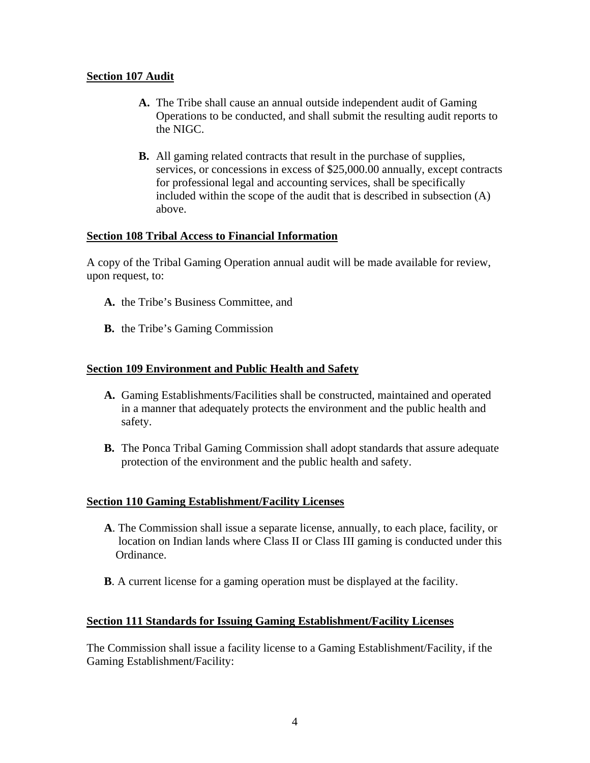**Section 107 Audit**

**A.** The Tribe shall cause an annual outside independent audit of Gaming Operations to be conducted, and shall submit the resulting audit reports to the NIGC.

**B.** All gaming related contracts that result in the purchase of supplies, services, or concessions in excess of $25,000.00 annually, except contracts for professional legal and accounting services, shall be specifically included within the scope of the audit that is described in subsection (A) above.

**Section 108 Tribal Access to Financial Information**

A copy of the Tribal Gaming Operation annual audit will be made available for review, upon request, to:

**A.** the Tribe's Business Committee, and

**B.** the Tribe's Gaming Commission

**Section 109 Environment and Public Health and Safety**

**A.** Gaming Establishments/Facilities shall be constructed, maintained and operated in a manner that adequately protects the environment and the public health and safety.

**B.** The Ponca Tribal Gaming Commission shall adopt standards that assure adequate protection of the environment and the public health and safety.

**Section 110 Gaming Establishment/Facility Licenses**

**A**. The Commission shall issue a separate license, annually, to each place, facility, or location on Indian lands where Class II or Class III gaming is conducted under this Ordinance.

**B**. A current license for a gaming operation must be displayed at the facility.

**Section 111 Standards for Issuing Gaming Establishment/Facility Licenses**

The Commission shall issue a facility license to a Gaming Establishment/Facility, if the Gaming Establishment/Facility: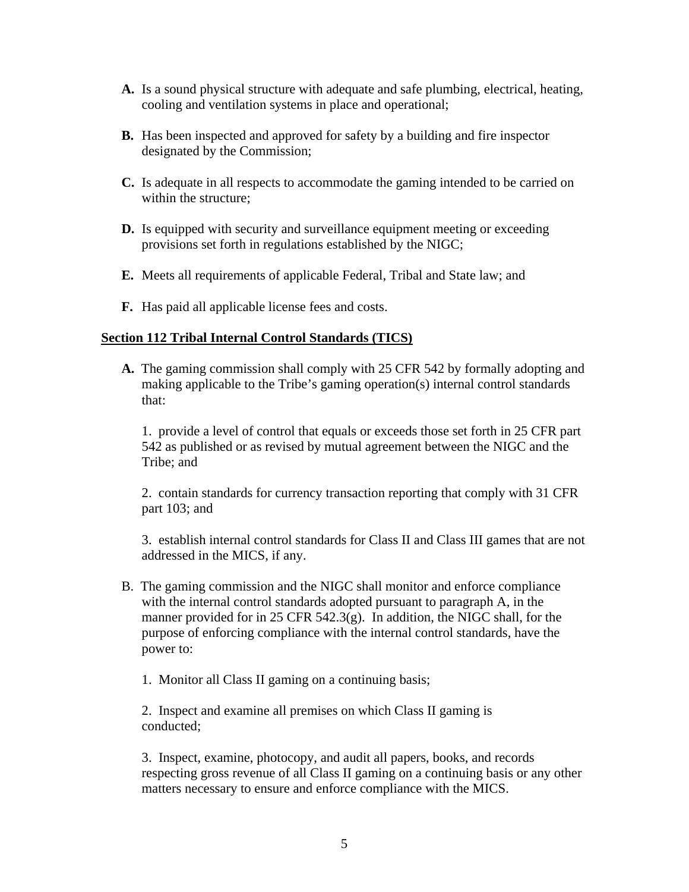**A.** Is a sound physical structure with adequate and safe plumbing, electrical, heating, cooling and ventilation systems in place and operational;

**B.** Has been inspected and approved for safety by a building and fire inspector designated by the Commission;

**C.** Is adequate in all respects to accommodate the gaming intended to be carried on within the structure;

**D.** Is equipped with security and surveillance equipment meeting or exceeding provisions set forth in regulations established by the NIGC;

**E.** Meets all requirements of applicable Federal, Tribal and State law; and

**F.** Has paid all applicable license fees and costs.

**Section 112 Tribal Internal Control Standards (TICS)**

**A.** The gaming commission shall comply with 25 CFR 542 by formally adopting and making applicable to the Tribe's gaming operation(s) internal control standards that:

1. provide a level of control that equals or exceeds those set forth in 25 CFR part 542 as published or as revised by mutual agreement between the NIGC and the Tribe; and

2. contain standards for currency transaction reporting that comply with 31 CFR part 103; and

3. establish internal control standards for Class II and Class III games that are not addressed in the MICS, if any.

B. The gaming commission and the NIGC shall monitor and enforce compliance with the internal control standards adopted pursuant to paragraph A, in the manner provided for in 25 CFR 542.3(g). In addition, the NIGC shall, for the purpose of enforcing compliance with the internal control standards, have the power to:

1. Monitor all Class II gaming on a continuing basis;

2. Inspect and examine all premises on which Class II gaming is conducted;

3. Inspect, examine, photocopy, and audit all papers, books, and records respecting gross revenue of all Class II gaming on a continuing basis or any other matters necessary to ensure and enforce compliance with the MICS.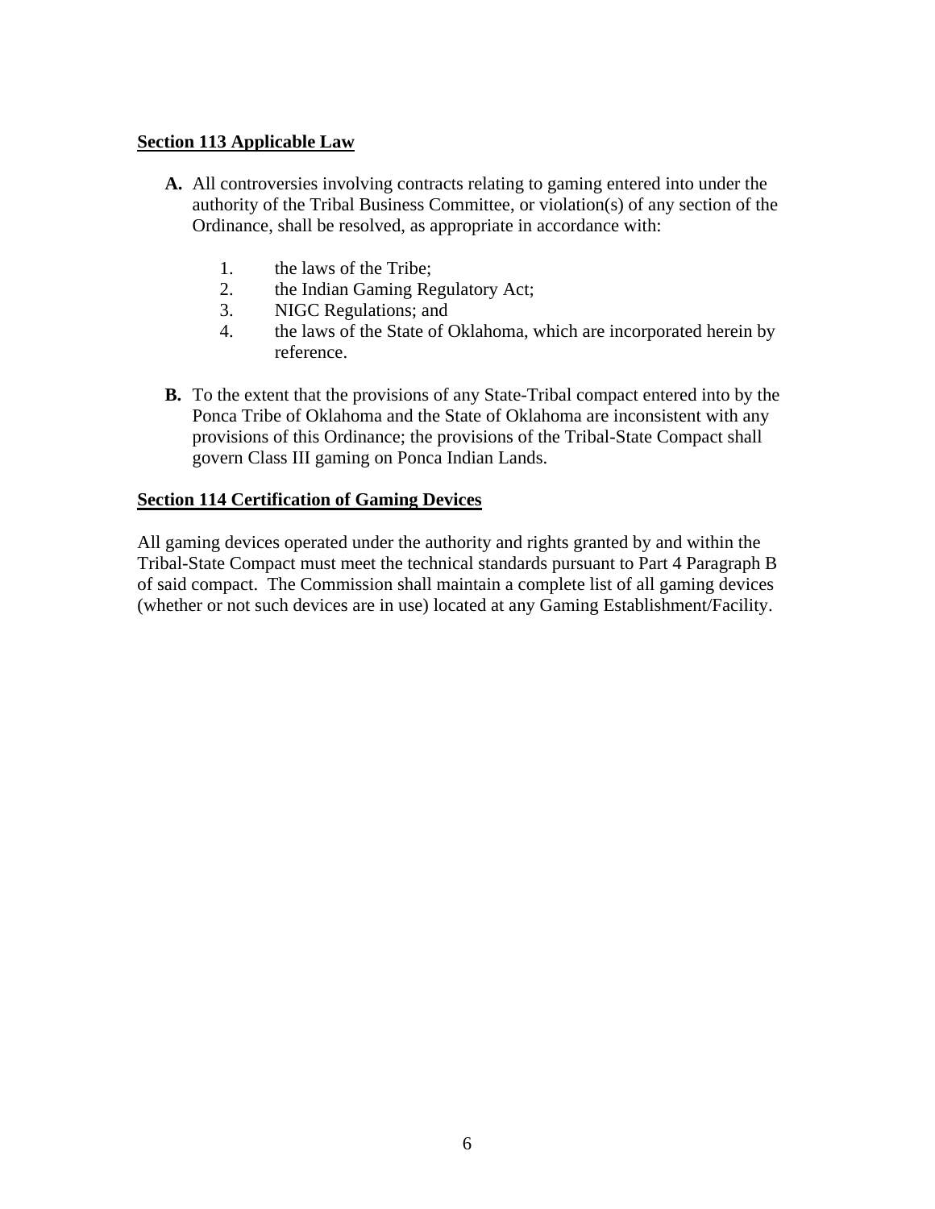**Section 113 Applicable Law**

**A.** All controversies involving contracts relating to gaming entered into under the authority of the Tribal Business Committee, or violation(s) of any section of the Ordinance, shall be resolved, as appropriate in accordance with:

1. the laws of the Tribe;
2. the Indian Gaming Regulatory Act;
3. NIGC Regulations; and
4. the laws of the State of Oklahoma, which are incorporated herein by reference.

**B.** To the extent that the provisions of any State-Tribal compact entered into by the Ponca Tribe of Oklahoma and the State of Oklahoma are inconsistent with any provisions of this Ordinance; the provisions of the Tribal-State Compact shall govern Class III gaming on Ponca Indian Lands.

**Section 114 Certification of Gaming Devices**

All gaming devices operated under the authority and rights granted by and within the Tribal-State Compact must meet the technical standards pursuant to Part 4 Paragraph B of said compact. The Commission shall maintain a complete list of all gaming devices (whether or not such devices are in use) located at any Gaming Establishment/Facility.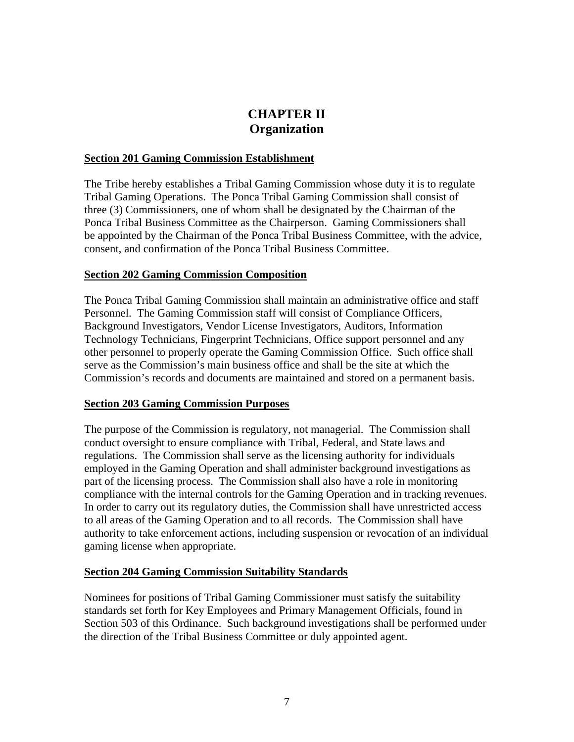# CHAPTER II
# Organization

## Section 201 Gaming Commission Establishment

The Tribe hereby establishes a Tribal Gaming Commission whose duty it is to regulate Tribal Gaming Operations. The Ponca Tribal Gaming Commission shall consist of three (3) Commissioners, one of whom shall be designated by the Chairman of the Ponca Tribal Business Committee as the Chairperson. Gaming Commissioners shall be appointed by the Chairman of the Ponca Tribal Business Committee, with the advice, consent, and confirmation of the Ponca Tribal Business Committee.

## Section 202 Gaming Commission Composition

The Ponca Tribal Gaming Commission shall maintain an administrative office and staff Personnel. The Gaming Commission staff will consist of Compliance Officers, Background Investigators, Vendor License Investigators, Auditors, Information Technology Technicians, Fingerprint Technicians, Office support personnel and any other personnel to properly operate the Gaming Commission Office. Such office shall serve as the Commission's main business office and shall be the site at which the Commission's records and documents are maintained and stored on a permanent basis.

## Section 203 Gaming Commission Purposes

The purpose of the Commission is regulatory, not managerial. The Commission shall conduct oversight to ensure compliance with Tribal, Federal, and State laws and regulations. The Commission shall serve as the licensing authority for individuals employed in the Gaming Operation and shall administer background investigations as part of the licensing process. The Commission shall also have a role in monitoring compliance with the internal controls for the Gaming Operation and in tracking revenues. In order to carry out its regulatory duties, the Commission shall have unrestricted access to all areas of the Gaming Operation and to all records. The Commission shall have authority to take enforcement actions, including suspension or revocation of an individual gaming license when appropriate.

## Section 204 Gaming Commission Suitability Standards

Nominees for positions of Tribal Gaming Commissioner must satisfy the suitability standards set forth for Key Employees and Primary Management Officials, found in Section 503 of this Ordinance. Such background investigations shall be performed under the direction of the Tribal Business Committee or duly appointed agent.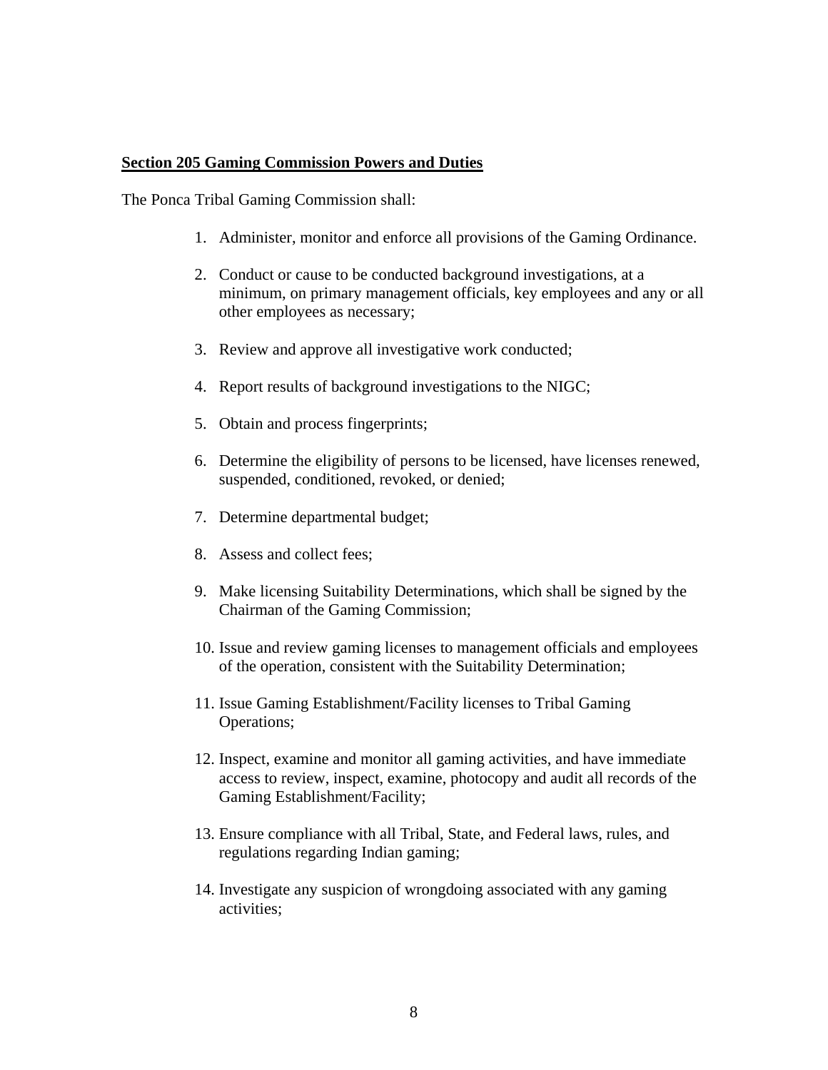**Section 205 Gaming Commission Powers and Duties**

The Ponca Tribal Gaming Commission shall:

1. Administer, monitor and enforce all provisions of the Gaming Ordinance.
2. Conduct or cause to be conducted background investigations, at a minimum, on primary management officials, key employees and any or all other employees as necessary;
3. Review and approve all investigative work conducted;
4. Report results of background investigations to the NIGC;
5. Obtain and process fingerprints;
6. Determine the eligibility of persons to be licensed, have licenses renewed, suspended, conditioned, revoked, or denied;
7. Determine departmental budget;
8. Assess and collect fees;
9. Make licensing Suitability Determinations, which shall be signed by the Chairman of the Gaming Commission;
10. Issue and review gaming licenses to management officials and employees of the operation, consistent with the Suitability Determination;
11. Issue Gaming Establishment/Facility licenses to Tribal Gaming Operations;
12. Inspect, examine and monitor all gaming activities, and have immediate access to review, inspect, examine, photocopy and audit all records of the Gaming Establishment/Facility;
13. Ensure compliance with all Tribal, State, and Federal laws, rules, and regulations regarding Indian gaming;
14. Investigate any suspicion of wrongdoing associated with any gaming activities;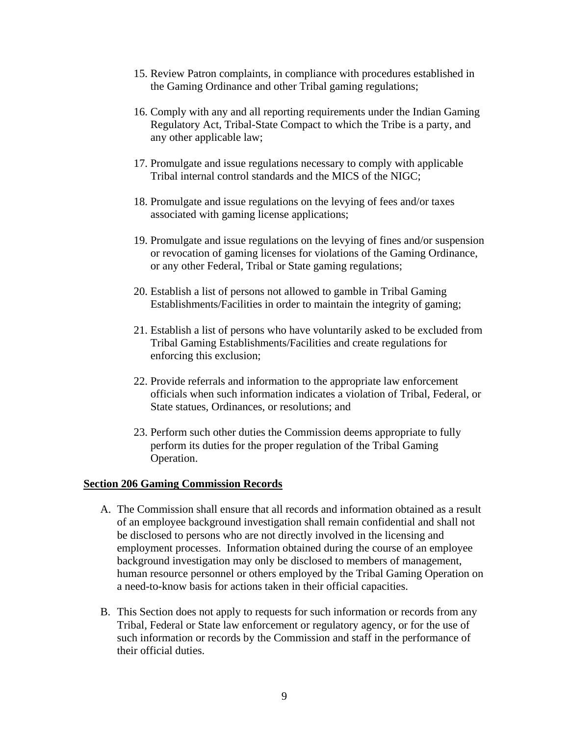15. Review Patron complaints, in compliance with procedures established in the Gaming Ordinance and other Tribal gaming regulations;

16. Comply with any and all reporting requirements under the Indian Gaming Regulatory Act, Tribal-State Compact to which the Tribe is a party, and any other applicable law;

17. Promulgate and issue regulations necessary to comply with applicable Tribal internal control standards and the MICS of the NIGC;

18. Promulgate and issue regulations on the levying of fees and/or taxes associated with gaming license applications;

19. Promulgate and issue regulations on the levying of fines and/or suspension or revocation of gaming licenses for violations of the Gaming Ordinance, or any other Federal, Tribal or State gaming regulations;

20. Establish a list of persons not allowed to gamble in Tribal Gaming Establishments/Facilities in order to maintain the integrity of gaming;

21. Establish a list of persons who have voluntarily asked to be excluded from Tribal Gaming Establishments/Facilities and create regulations for enforcing this exclusion;

22. Provide referrals and information to the appropriate law enforcement officials when such information indicates a violation of Tribal, Federal, or State statues, Ordinances, or resolutions; and

23. Perform such other duties the Commission deems appropriate to fully perform its duties for the proper regulation of the Tribal Gaming Operation.

**Section 206 Gaming Commission Records**

A. The Commission shall ensure that all records and information obtained as a result of an employee background investigation shall remain confidential and shall not be disclosed to persons who are not directly involved in the licensing and employment processes. Information obtained during the course of an employee background investigation may only be disclosed to members of management, human resource personnel or others employed by the Tribal Gaming Operation on a need-to-know basis for actions taken in their official capacities.

B. This Section does not apply to requests for such information or records from any Tribal, Federal or State law enforcement or regulatory agency, or for the use of such information or records by the Commission and staff in the performance of their official duties.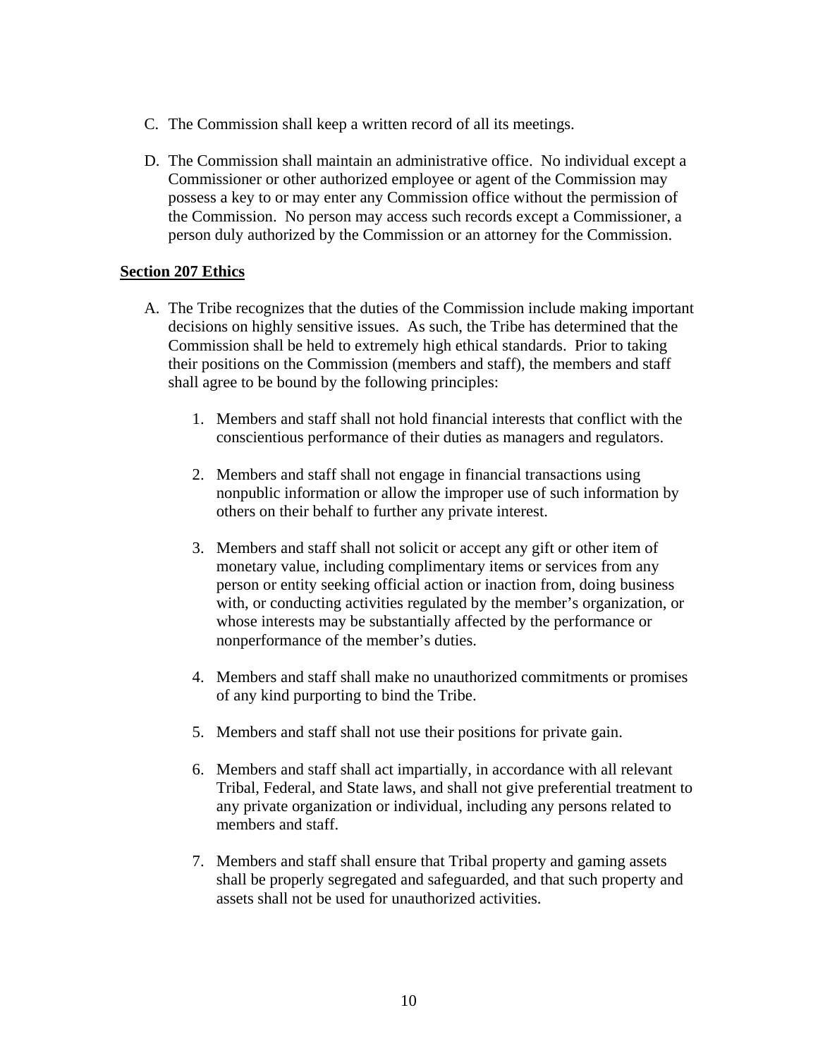C. The Commission shall keep a written record of all its meetings.

D. The Commission shall maintain an administrative office. No individual except a Commissioner or other authorized employee or agent of the Commission may possess a key to or may enter any Commission office without the permission of the Commission. No person may access such records except a Commissioner, a person duly authorized by the Commission or an attorney for the Commission.

## Section 207 Ethics

A. The Tribe recognizes that the duties of the Commission include making important decisions on highly sensitive issues. As such, the Tribe has determined that the Commission shall be held to extremely high ethical standards. Prior to taking their positions on the Commission (members and staff), the members and staff shall agree to be bound by the following principles:

   1. Members and staff shall not hold financial interests that conflict with the conscientious performance of their duties as managers and regulators.

   2. Members and staff shall not engage in financial transactions using nonpublic information or allow the improper use of such information by others on their behalf to further any private interest.

   3. Members and staff shall not solicit or accept any gift or other item of monetary value, including complimentary items or services from any person or entity seeking official action or inaction from, doing business with, or conducting activities regulated by the member's organization, or whose interests may be substantially affected by the performance or nonperformance of the member's duties.

   4. Members and staff shall make no unauthorized commitments or promises of any kind purporting to bind the Tribe.

   5. Members and staff shall not use their positions for private gain.

   6. Members and staff shall act impartially, in accordance with all relevant Tribal, Federal, and State laws, and shall not give preferential treatment to any private organization or individual, including any persons related to members and staff.

   7. Members and staff shall ensure that Tribal property and gaming assets shall be properly segregated and safeguarded, and that such property and assets shall not be used for unauthorized activities.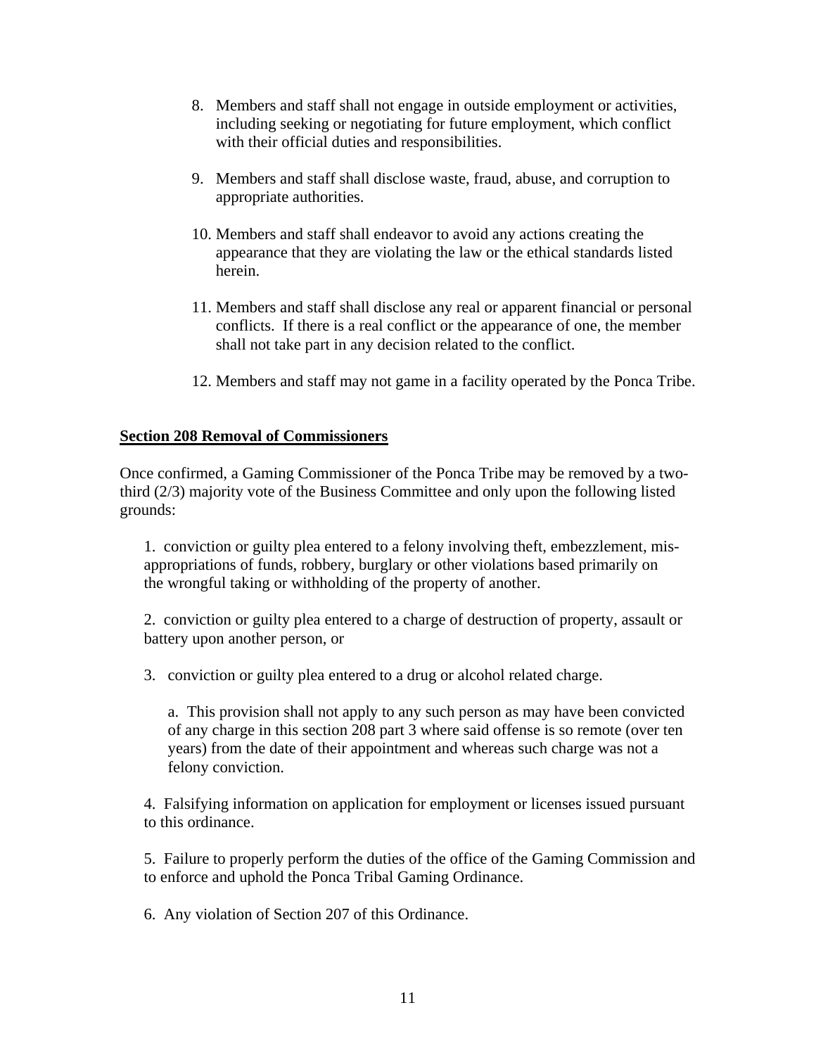8. Members and staff shall not engage in outside employment or activities, including seeking or negotiating for future employment, which conflict with their official duties and responsibilities.

9. Members and staff shall disclose waste, fraud, abuse, and corruption to appropriate authorities.

10. Members and staff shall endeavor to avoid any actions creating the appearance that they are violating the law or the ethical standards listed herein.

11. Members and staff shall disclose any real or apparent financial or personal conflicts. If there is a real conflict or the appearance of one, the member shall not take part in any decision related to the conflict.

12. Members and staff may not game in a facility operated by the Ponca Tribe.

**Section 208 Removal of Commissioners**

Once confirmed, a Gaming Commissioner of the Ponca Tribe may be removed by a two-third (2/3) majority vote of the Business Committee and only upon the following listed grounds:

1. conviction or guilty plea entered to a felony involving theft, embezzlement, mis-appropriations of funds, robbery, burglary or other violations based primarily on the wrongful taking or withholding of the property of another.

2. conviction or guilty plea entered to a charge of destruction of property, assault or battery upon another person, or

3. conviction or guilty plea entered to a drug or alcohol related charge.

   a. This provision shall not apply to any such person as may have been convicted of any charge in this section 208 part 3 where said offense is so remote (over ten years) from the date of their appointment and whereas such charge was not a felony conviction.

4. Falsifying information on application for employment or licenses issued pursuant to this ordinance.

5. Failure to properly perform the duties of the office of the Gaming Commission and to enforce and uphold the Ponca Tribal Gaming Ordinance.

6. Any violation of Section 207 of this Ordinance.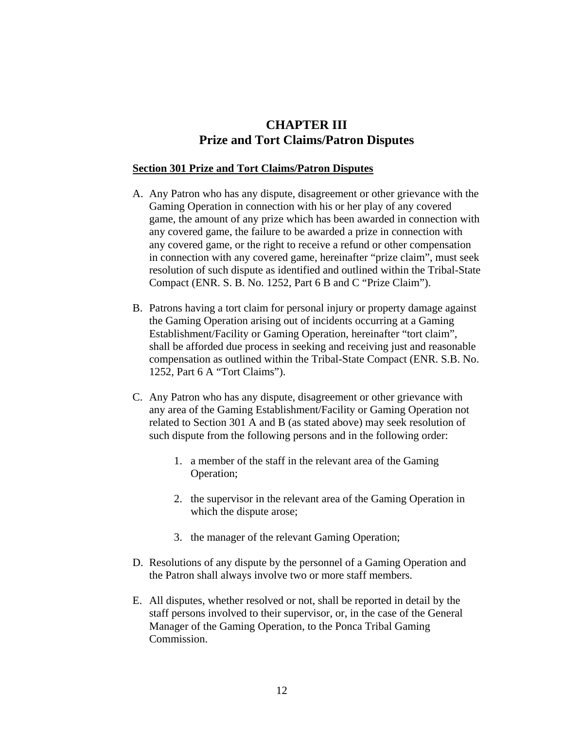# CHAPTER III
## Prize and Tort Claims/Patron Disputes

**<u>Section 301 Prize and Tort Claims/Patron Disputes</u>**

A. Any Patron who has any dispute, disagreement or other grievance with the Gaming Operation in connection with his or her play of any covered game, the amount of any prize which has been awarded in connection with any covered game, the failure to be awarded a prize in connection with any covered game, or the right to receive a refund or other compensation in connection with any covered game, hereinafter "prize claim", must seek resolution of such dispute as identified and outlined within the Tribal-State Compact (ENR. S. B. No. 1252, Part 6 B and C "Prize Claim").

B. Patrons having a tort claim for personal injury or property damage against the Gaming Operation arising out of incidents occurring at a Gaming Establishment/Facility or Gaming Operation, hereinafter "tort claim", shall be afforded due process in seeking and receiving just and reasonable compensation as outlined within the Tribal-State Compact (ENR. S.B. No. 1252, Part 6 A "Tort Claims").

C. Any Patron who has any dispute, disagreement or other grievance with any area of the Gaming Establishment/Facility or Gaming Operation not related to Section 301 A and B (as stated above) may seek resolution of such dispute from the following persons and in the following order:

    1. a member of the staff in the relevant area of the Gaming Operation;

    2. the supervisor in the relevant area of the Gaming Operation in which the dispute arose;

    3. the manager of the relevant Gaming Operation;

D. Resolutions of any dispute by the personnel of a Gaming Operation and the Patron shall always involve two or more staff members.

E. All disputes, whether resolved or not, shall be reported in detail by the staff persons involved to their supervisor, or, in the case of the General Manager of the Gaming Operation, to the Ponca Tribal Gaming Commission.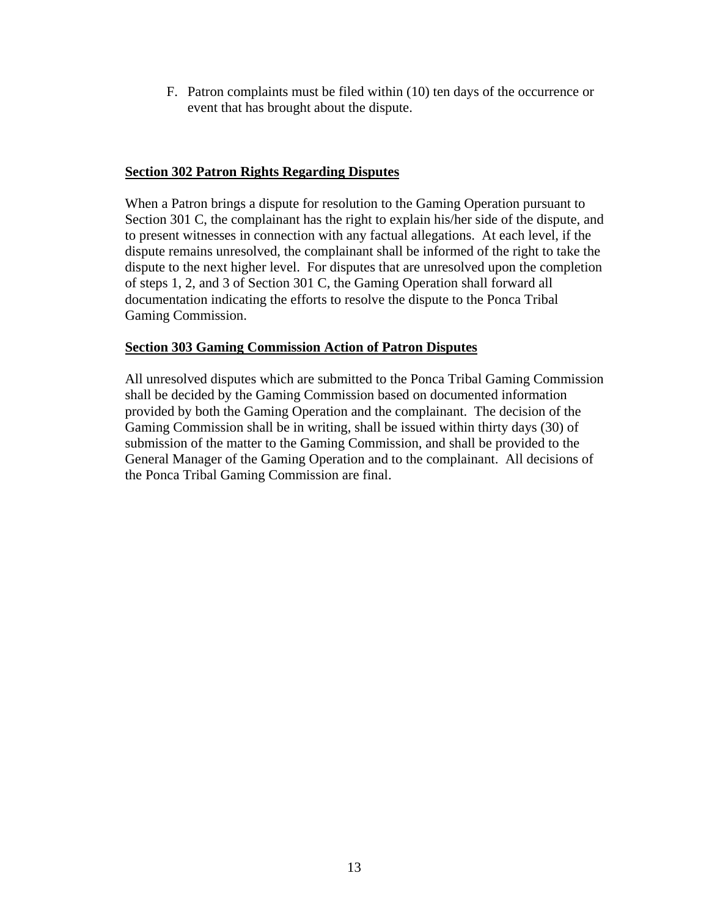F. Patron complaints must be filed within (10) ten days of the occurrence or event that has brought about the dispute.

**Section 302 Patron Rights Regarding Disputes**

When a Patron brings a dispute for resolution to the Gaming Operation pursuant to Section 301 C, the complainant has the right to explain his/her side of the dispute, and to present witnesses in connection with any factual allegations. At each level, if the dispute remains unresolved, the complainant shall be informed of the right to take the dispute to the next higher level. For disputes that are unresolved upon the completion of steps 1, 2, and 3 of Section 301 C, the Gaming Operation shall forward all documentation indicating the efforts to resolve the dispute to the Ponca Tribal Gaming Commission.

**Section 303 Gaming Commission Action of Patron Disputes**

All unresolved disputes which are submitted to the Ponca Tribal Gaming Commission shall be decided by the Gaming Commission based on documented information provided by both the Gaming Operation and the complainant. The decision of the Gaming Commission shall be in writing, shall be issued within thirty days (30) of submission of the matter to the Gaming Commission, and shall be provided to the General Manager of the Gaming Operation and to the complainant. All decisions of the Ponca Tribal Gaming Commission are final.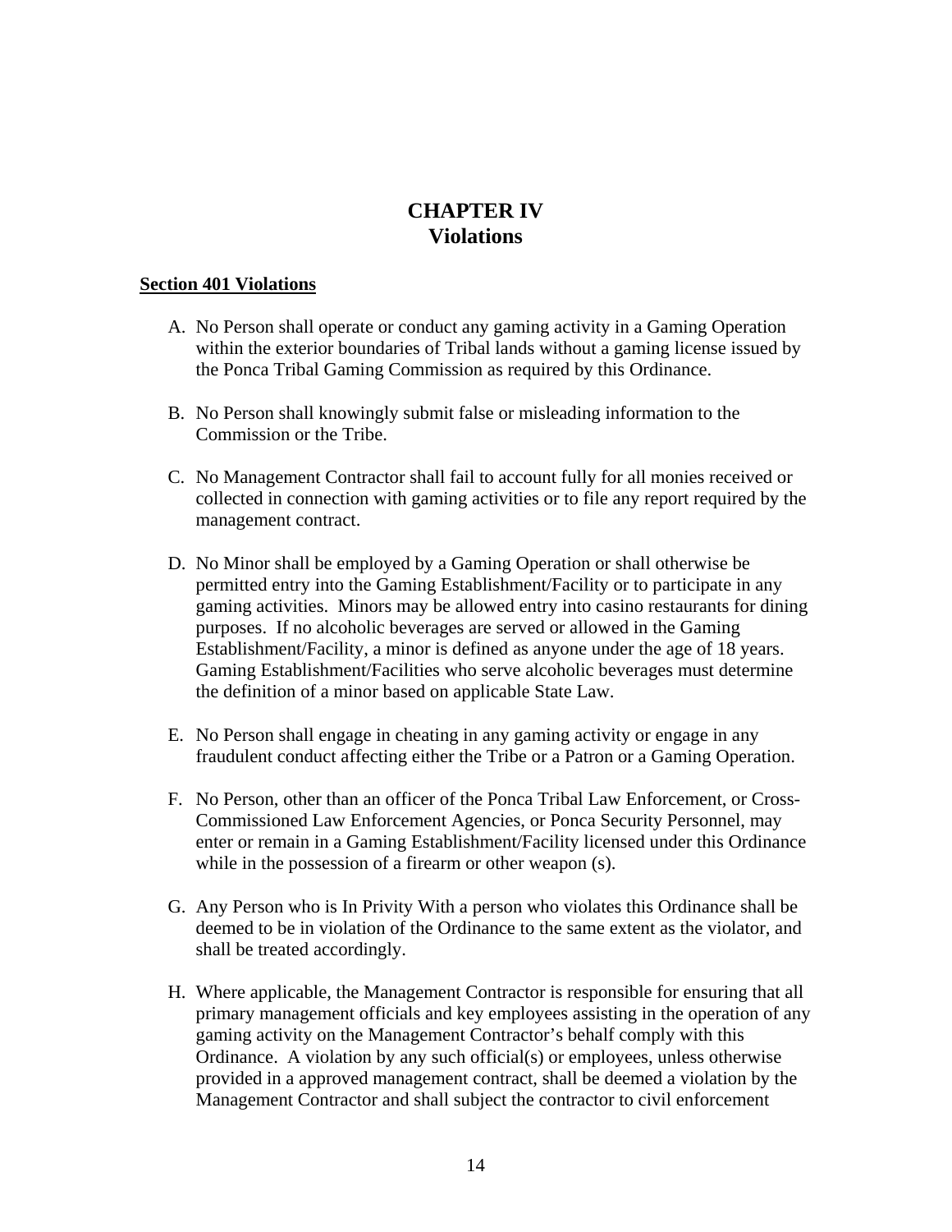# CHAPTER IV
# Violations

**Section 401 Violations**

A. No Person shall operate or conduct any gaming activity in a Gaming Operation within the exterior boundaries of Tribal lands without a gaming license issued by the Ponca Tribal Gaming Commission as required by this Ordinance.

B. No Person shall knowingly submit false or misleading information to the Commission or the Tribe.

C. No Management Contractor shall fail to account fully for all monies received or collected in connection with gaming activities or to file any report required by the management contract.

D. No Minor shall be employed by a Gaming Operation or shall otherwise be permitted entry into the Gaming Establishment/Facility or to participate in any gaming activities. Minors may be allowed entry into casino restaurants for dining purposes. If no alcoholic beverages are served or allowed in the Gaming Establishment/Facility, a minor is defined as anyone under the age of 18 years. Gaming Establishment/Facilities who serve alcoholic beverages must determine the definition of a minor based on applicable State Law.

E. No Person shall engage in cheating in any gaming activity or engage in any fraudulent conduct affecting either the Tribe or a Patron or a Gaming Operation.

F. No Person, other than an officer of the Ponca Tribal Law Enforcement, or Cross-Commissioned Law Enforcement Agencies, or Ponca Security Personnel, may enter or remain in a Gaming Establishment/Facility licensed under this Ordinance while in the possession of a firearm or other weapon (s).

G. Any Person who is In Privity With a person who violates this Ordinance shall be deemed to be in violation of the Ordinance to the same extent as the violator, and shall be treated accordingly.

H. Where applicable, the Management Contractor is responsible for ensuring that all primary management officials and key employees assisting in the operation of any gaming activity on the Management Contractor's behalf comply with this Ordinance. A violation by any such official(s) or employees, unless otherwise provided in a approved management contract, shall be deemed a violation by the Management Contractor and shall subject the contractor to civil enforcement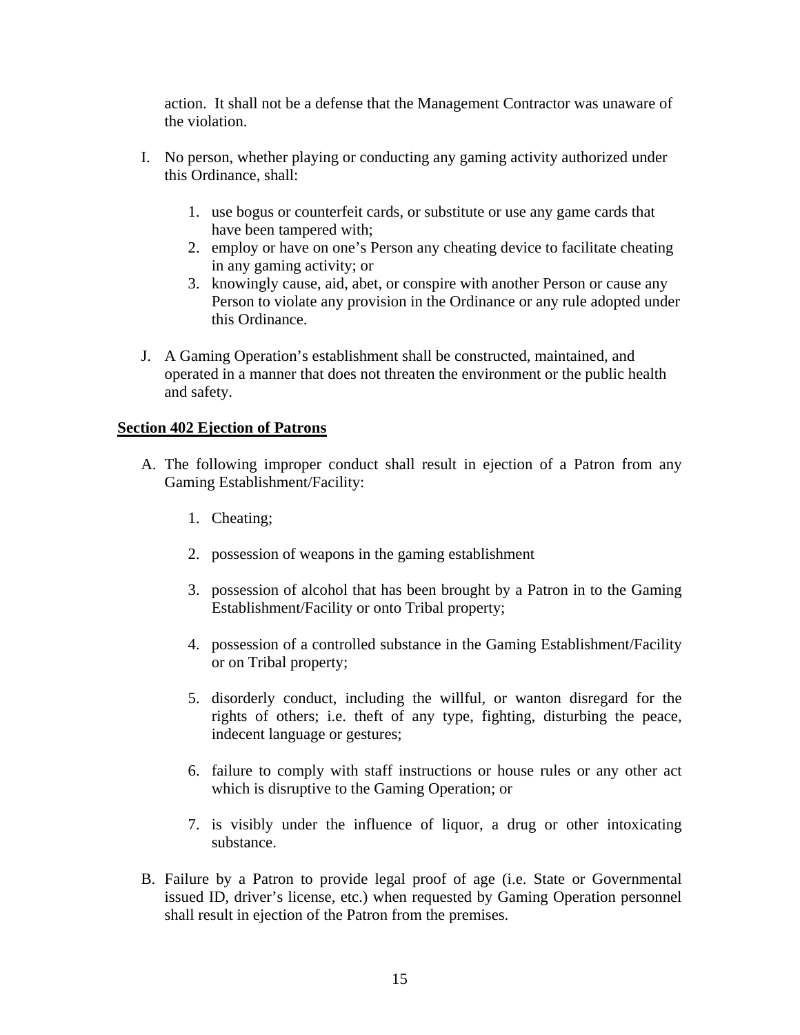action. It shall not be a defense that the Management Contractor was unaware of the violation.

I. No person, whether playing or conducting any gaming activity authorized under this Ordinance, shall:

   1. use bogus or counterfeit cards, or substitute or use any game cards that have been tampered with;
   2. employ or have on one's Person any cheating device to facilitate cheating in any gaming activity; or
   3. knowingly cause, aid, abet, or conspire with another Person or cause any Person to violate any provision in the Ordinance or any rule adopted under this Ordinance.

J. A Gaming Operation's establishment shall be constructed, maintained, and operated in a manner that does not threaten the environment or the public health and safety.

**Section 402 Ejection of Patrons**

A. The following improper conduct shall result in ejection of a Patron from any Gaming Establishment/Facility:

   1. Cheating;

   2. possession of weapons in the gaming establishment

   3. possession of alcohol that has been brought by a Patron in to the Gaming Establishment/Facility or onto Tribal property;

   4. possession of a controlled substance in the Gaming Establishment/Facility or on Tribal property;

   5. disorderly conduct, including the willful, or wanton disregard for the rights of others; i.e. theft of any type, fighting, disturbing the peace, indecent language or gestures;

   6. failure to comply with staff instructions or house rules or any other act which is disruptive to the Gaming Operation; or

   7. is visibly under the influence of liquor, a drug or other intoxicating substance.

B. Failure by a Patron to provide legal proof of age (i.e. State or Governmental issued ID, driver's license, etc.) when requested by Gaming Operation personnel shall result in ejection of the Patron from the premises.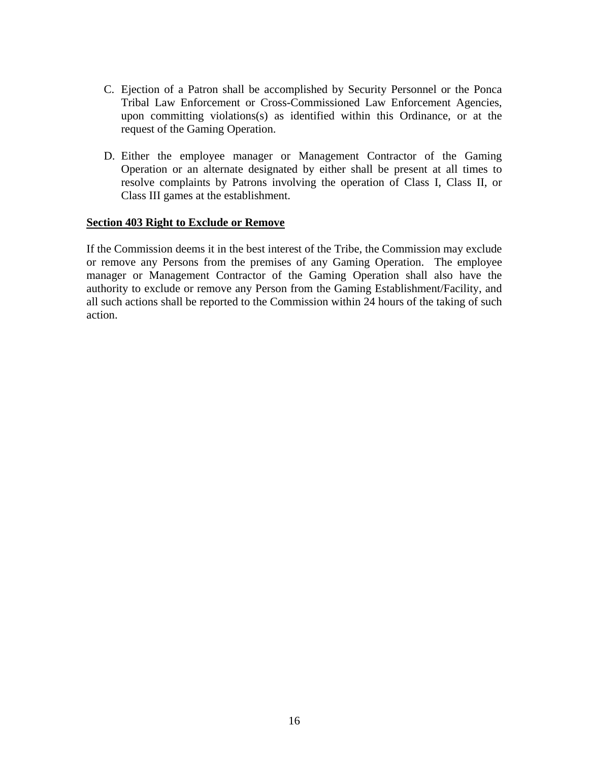C. Ejection of a Patron shall be accomplished by Security Personnel or the Ponca Tribal Law Enforcement or Cross-Commissioned Law Enforcement Agencies, upon committing violations(s) as identified within this Ordinance, or at the request of the Gaming Operation.

D. Either the employee manager or Management Contractor of the Gaming Operation or an alternate designated by either shall be present at all times to resolve complaints by Patrons involving the operation of Class I, Class II, or Class III games at the establishment.

**Section 403 Right to Exclude or Remove**

If the Commission deems it in the best interest of the Tribe, the Commission may exclude or remove any Persons from the premises of any Gaming Operation. The employee manager or Management Contractor of the Gaming Operation shall also have the authority to exclude or remove any Person from the Gaming Establishment/Facility, and all such actions shall be reported to the Commission within 24 hours of the taking of such action.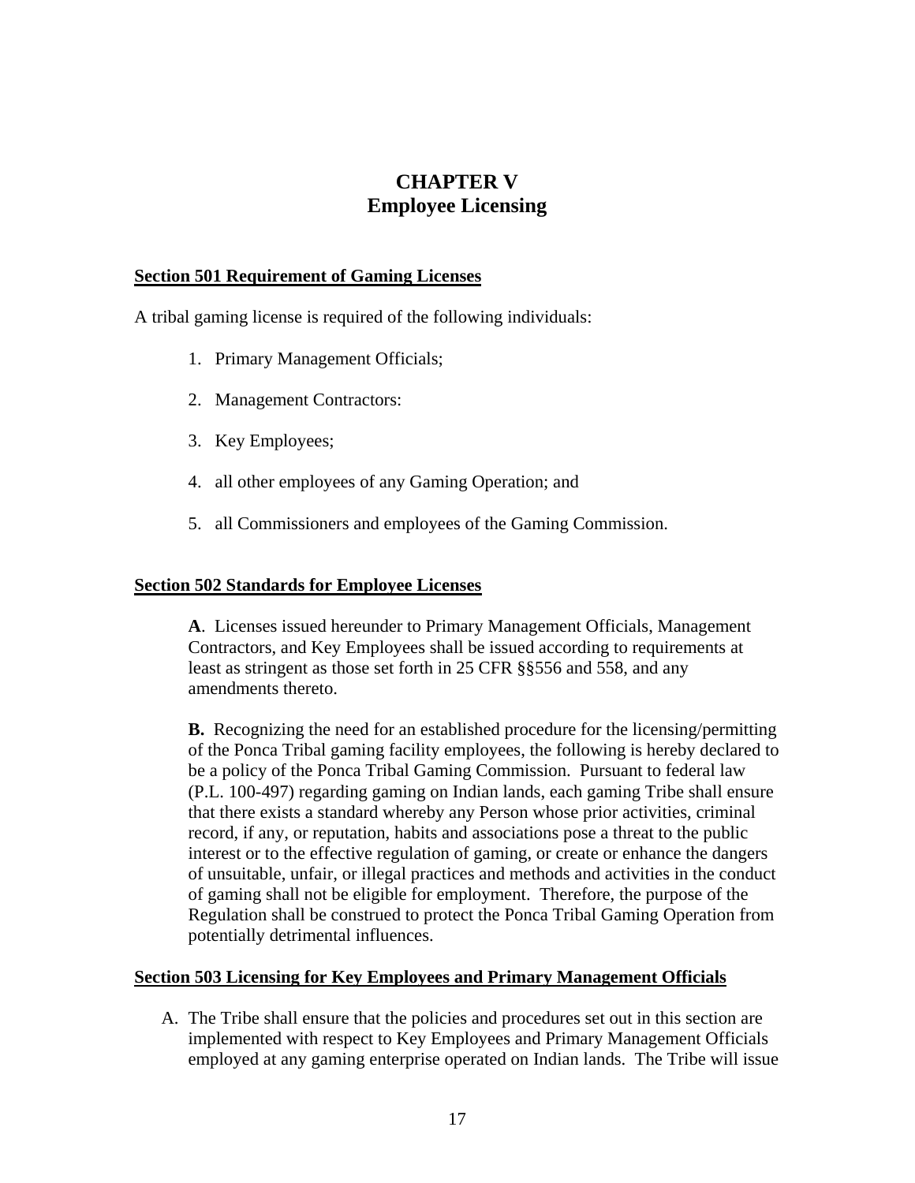# CHAPTER V
# Employee Licensing

**Section 501 Requirement of Gaming Licenses**

A tribal gaming license is required of the following individuals:

1. Primary Management Officials;
2. Management Contractors:
3. Key Employees;
4. all other employees of any Gaming Operation; and
5. all Commissioners and employees of the Gaming Commission.

**Section 502 Standards for Employee Licenses**

**A**. Licenses issued hereunder to Primary Management Officials, Management Contractors, and Key Employees shall be issued according to requirements at least as stringent as those set forth in 25 CFR §§556 and 558, and any amendments thereto.

**B.** Recognizing the need for an established procedure for the licensing/permitting of the Ponca Tribal gaming facility employees, the following is hereby declared to be a policy of the Ponca Tribal Gaming Commission. Pursuant to federal law (P.L. 100-497) regarding gaming on Indian lands, each gaming Tribe shall ensure that there exists a standard whereby any Person whose prior activities, criminal record, if any, or reputation, habits and associations pose a threat to the public interest or to the effective regulation of gaming, or create or enhance the dangers of unsuitable, unfair, or illegal practices and methods and activities in the conduct of gaming shall not be eligible for employment. Therefore, the purpose of the Regulation shall be construed to protect the Ponca Tribal Gaming Operation from potentially detrimental influences.

**Section 503 Licensing for Key Employees and Primary Management Officials**

A. The Tribe shall ensure that the policies and procedures set out in this section are implemented with respect to Key Employees and Primary Management Officials employed at any gaming enterprise operated on Indian lands. The Tribe will issue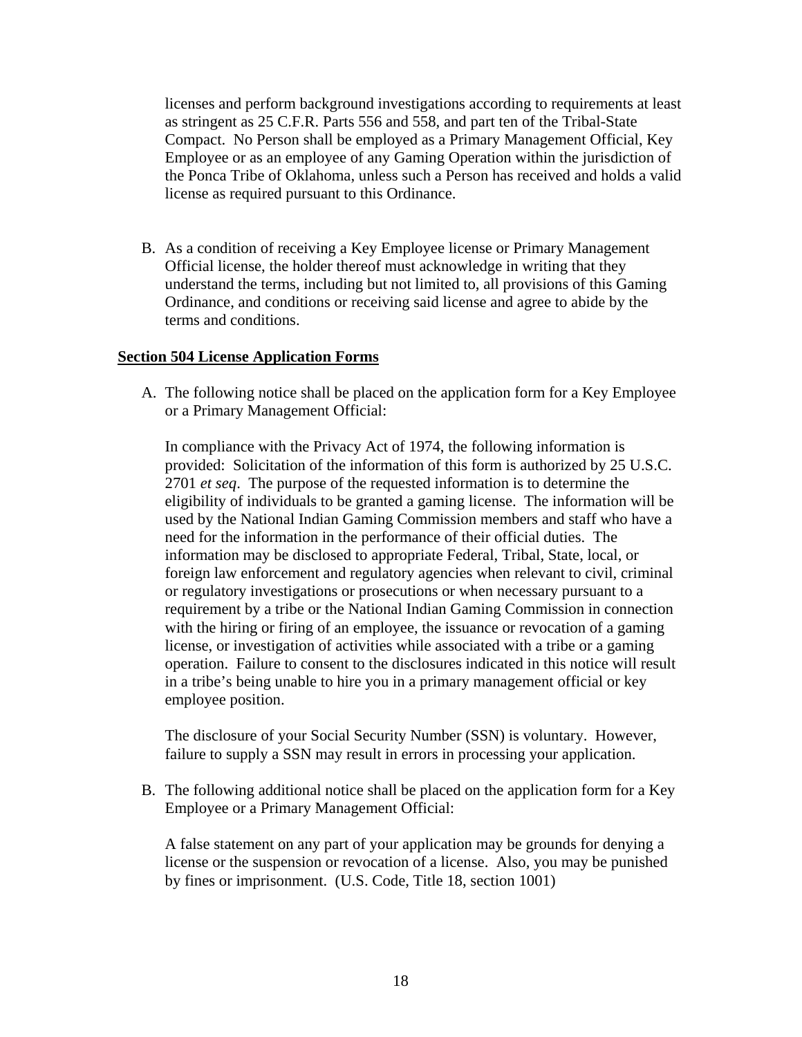licenses and perform background investigations according to requirements at least as stringent as 25 C.F.R. Parts 556 and 558, and part ten of the Tribal-State Compact. No Person shall be employed as a Primary Management Official, Key Employee or as an employee of any Gaming Operation within the jurisdiction of the Ponca Tribe of Oklahoma, unless such a Person has received and holds a valid license as required pursuant to this Ordinance.

B. As a condition of receiving a Key Employee license or Primary Management Official license, the holder thereof must acknowledge in writing that they understand the terms, including but not limited to, all provisions of this Gaming Ordinance, and conditions or receiving said license and agree to abide by the terms and conditions.

**Section 504 License Application Forms**

A. The following notice shall be placed on the application form for a Key Employee or a Primary Management Official:

   In compliance with the Privacy Act of 1974, the following information is provided: Solicitation of the information of this form is authorized by 25 U.S.C. 2701 *et seq*. The purpose of the requested information is to determine the eligibility of individuals to be granted a gaming license. The information will be used by the National Indian Gaming Commission members and staff who have a need for the information in the performance of their official duties. The information may be disclosed to appropriate Federal, Tribal, State, local, or foreign law enforcement and regulatory agencies when relevant to civil, criminal or regulatory investigations or prosecutions or when necessary pursuant to a requirement by a tribe or the National Indian Gaming Commission in connection with the hiring or firing of an employee, the issuance or revocation of a gaming license, or investigation of activities while associated with a tribe or a gaming operation. Failure to consent to the disclosures indicated in this notice will result in a tribe's being unable to hire you in a primary management official or key employee position.

   The disclosure of your Social Security Number (SSN) is voluntary. However, failure to supply a SSN may result in errors in processing your application.

B. The following additional notice shall be placed on the application form for a Key Employee or a Primary Management Official:

   A false statement on any part of your application may be grounds for denying a license or the suspension or revocation of a license. Also, you may be punished by fines or imprisonment. (U.S. Code, Title 18, section 1001)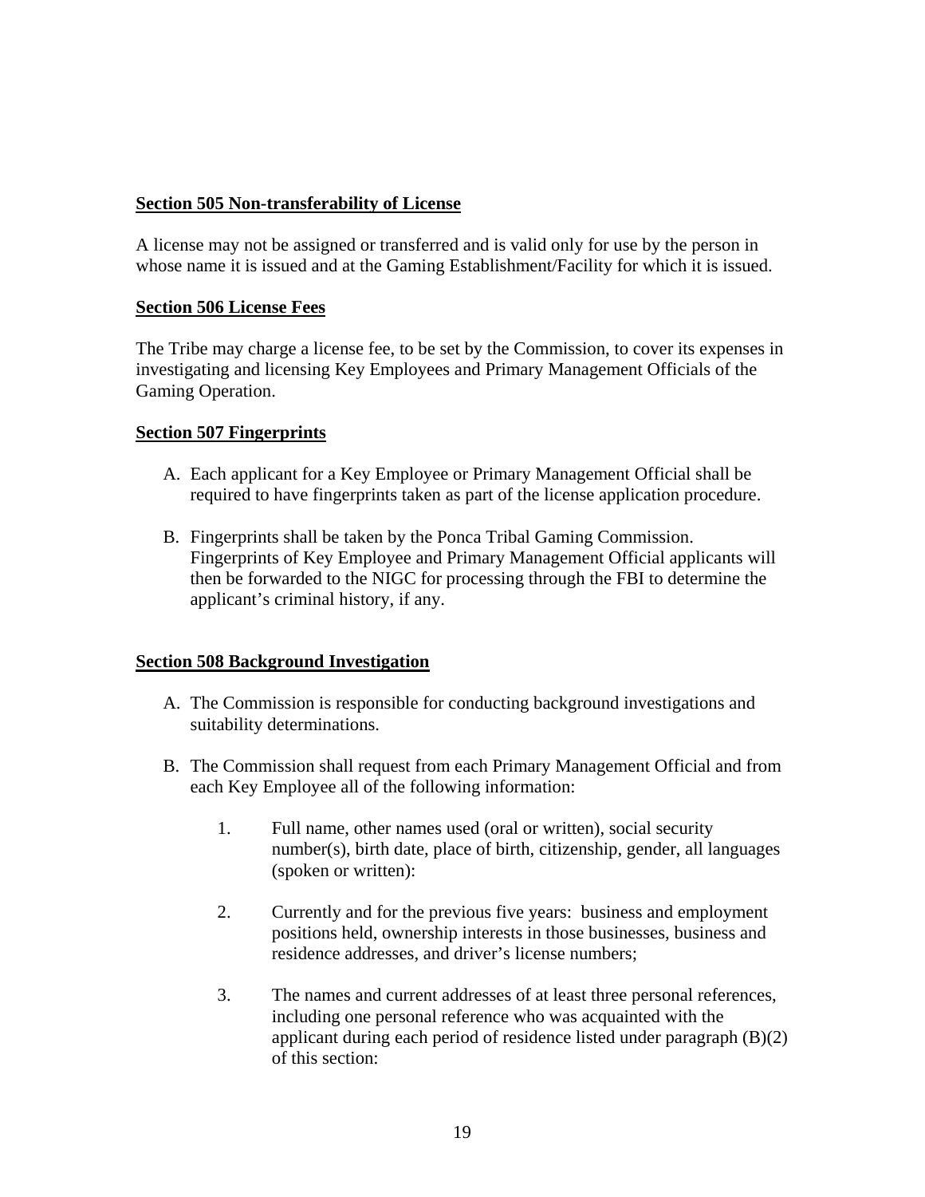**Section 505 Non-transferability of License**

A license may not be assigned or transferred and is valid only for use by the person in whose name it is issued and at the Gaming Establishment/Facility for which it is issued.

**Section 506 License Fees**

The Tribe may charge a license fee, to be set by the Commission, to cover its expenses in investigating and licensing Key Employees and Primary Management Officials of the Gaming Operation.

**Section 507 Fingerprints**

A. Each applicant for a Key Employee or Primary Management Official shall be required to have fingerprints taken as part of the license application procedure.

B. Fingerprints shall be taken by the Ponca Tribal Gaming Commission. Fingerprints of Key Employee and Primary Management Official applicants will then be forwarded to the NIGC for processing through the FBI to determine the applicant's criminal history, if any.

**Section 508 Background Investigation**

A. The Commission is responsible for conducting background investigations and suitability determinations.

B. The Commission shall request from each Primary Management Official and from each Key Employee all of the following information:

   1. Full name, other names used (oral or written), social security number(s), birth date, place of birth, citizenship, gender, all languages (spoken or written):

   2. Currently and for the previous five years: business and employment positions held, ownership interests in those businesses, business and residence addresses, and driver's license numbers;

   3. The names and current addresses of at least three personal references, including one personal reference who was acquainted with the applicant during each period of residence listed under paragraph (B)(2) of this section: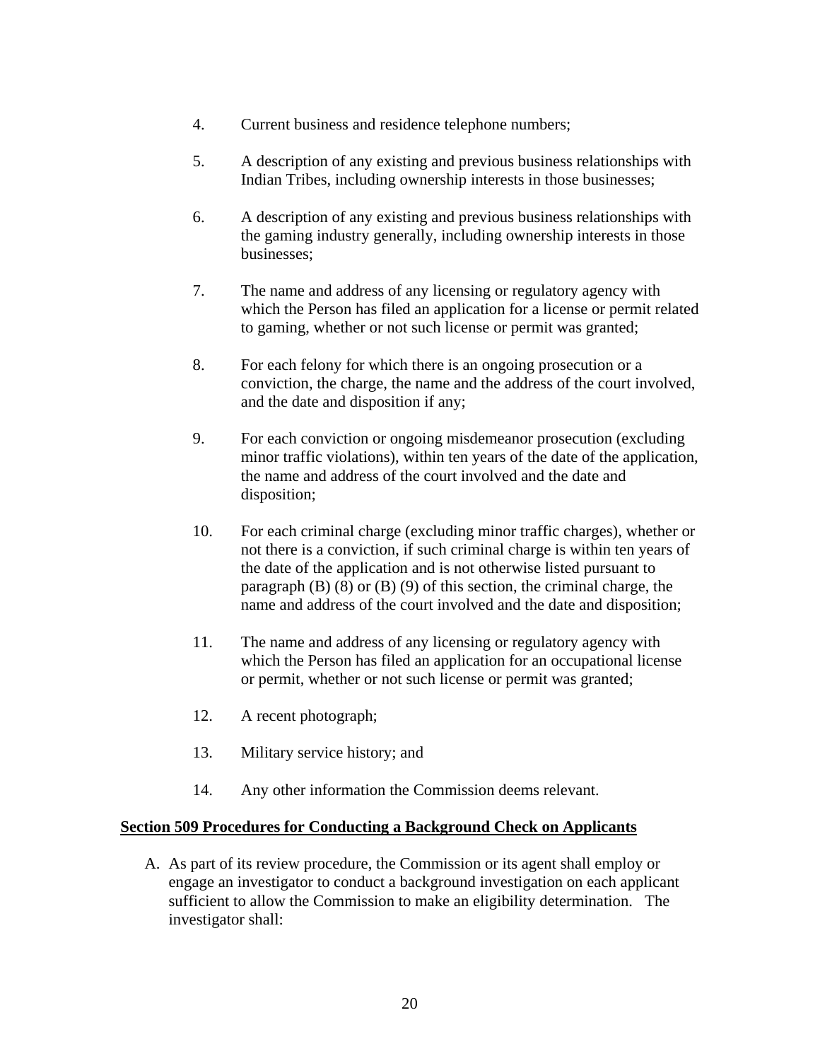4. Current business and residence telephone numbers;

5. A description of any existing and previous business relationships with Indian Tribes, including ownership interests in those businesses;

6. A description of any existing and previous business relationships with the gaming industry generally, including ownership interests in those businesses;

7. The name and address of any licensing or regulatory agency with which the Person has filed an application for a license or permit related to gaming, whether or not such license or permit was granted;

8. For each felony for which there is an ongoing prosecution or a conviction, the charge, the name and the address of the court involved, and the date and disposition if any;

9. For each conviction or ongoing misdemeanor prosecution (excluding minor traffic violations), within ten years of the date of the application, the name and address of the court involved and the date and disposition;

10. For each criminal charge (excluding minor traffic charges), whether or not there is a conviction, if such criminal charge is within ten years of the date of the application and is not otherwise listed pursuant to paragraph (B) (8) or (B) (9) of this section, the criminal charge, the name and address of the court involved and the date and disposition;

11. The name and address of any licensing or regulatory agency with which the Person has filed an application for an occupational license or permit, whether or not such license or permit was granted;

12. A recent photograph;

13. Military service history; and

14. Any other information the Commission deems relevant.

**Section 509 Procedures for Conducting a Background Check on Applicants**

A. As part of its review procedure, the Commission or its agent shall employ or engage an investigator to conduct a background investigation on each applicant sufficient to allow the Commission to make an eligibility determination. The investigator shall: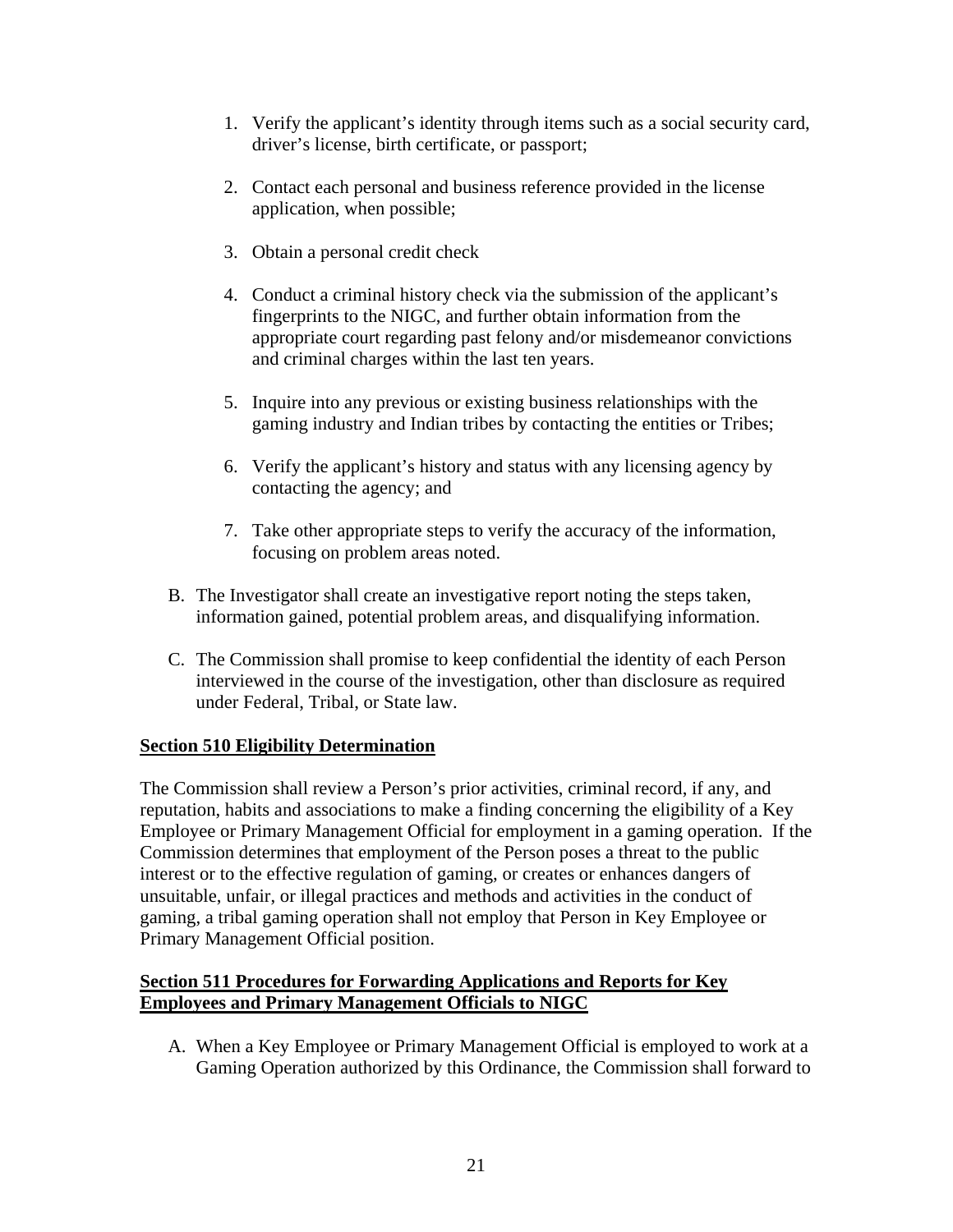1. Verify the applicant's identity through items such as a social security card, driver's license, birth certificate, or passport;

2. Contact each personal and business reference provided in the license application, when possible;

3. Obtain a personal credit check

4. Conduct a criminal history check via the submission of the applicant's fingerprints to the NIGC, and further obtain information from the appropriate court regarding past felony and/or misdemeanor convictions and criminal charges within the last ten years.

5. Inquire into any previous or existing business relationships with the gaming industry and Indian tribes by contacting the entities or Tribes;

6. Verify the applicant's history and status with any licensing agency by contacting the agency; and

7. Take other appropriate steps to verify the accuracy of the information, focusing on problem areas noted.

B. The Investigator shall create an investigative report noting the steps taken, information gained, potential problem areas, and disqualifying information.

C. The Commission shall promise to keep confidential the identity of each Person interviewed in the course of the investigation, other than disclosure as required under Federal, Tribal, or State law.

**Section 510 Eligibility Determination**

The Commission shall review a Person's prior activities, criminal record, if any, and reputation, habits and associations to make a finding concerning the eligibility of a Key Employee or Primary Management Official for employment in a gaming operation. If the Commission determines that employment of the Person poses a threat to the public interest or to the effective regulation of gaming, or creates or enhances dangers of unsuitable, unfair, or illegal practices and methods and activities in the conduct of gaming, a tribal gaming operation shall not employ that Person in Key Employee or Primary Management Official position.

**Section 511 Procedures for Forwarding Applications and Reports for Key Employees and Primary Management Officials to NIGC**

A. When a Key Employee or Primary Management Official is employed to work at a Gaming Operation authorized by this Ordinance, the Commission shall forward to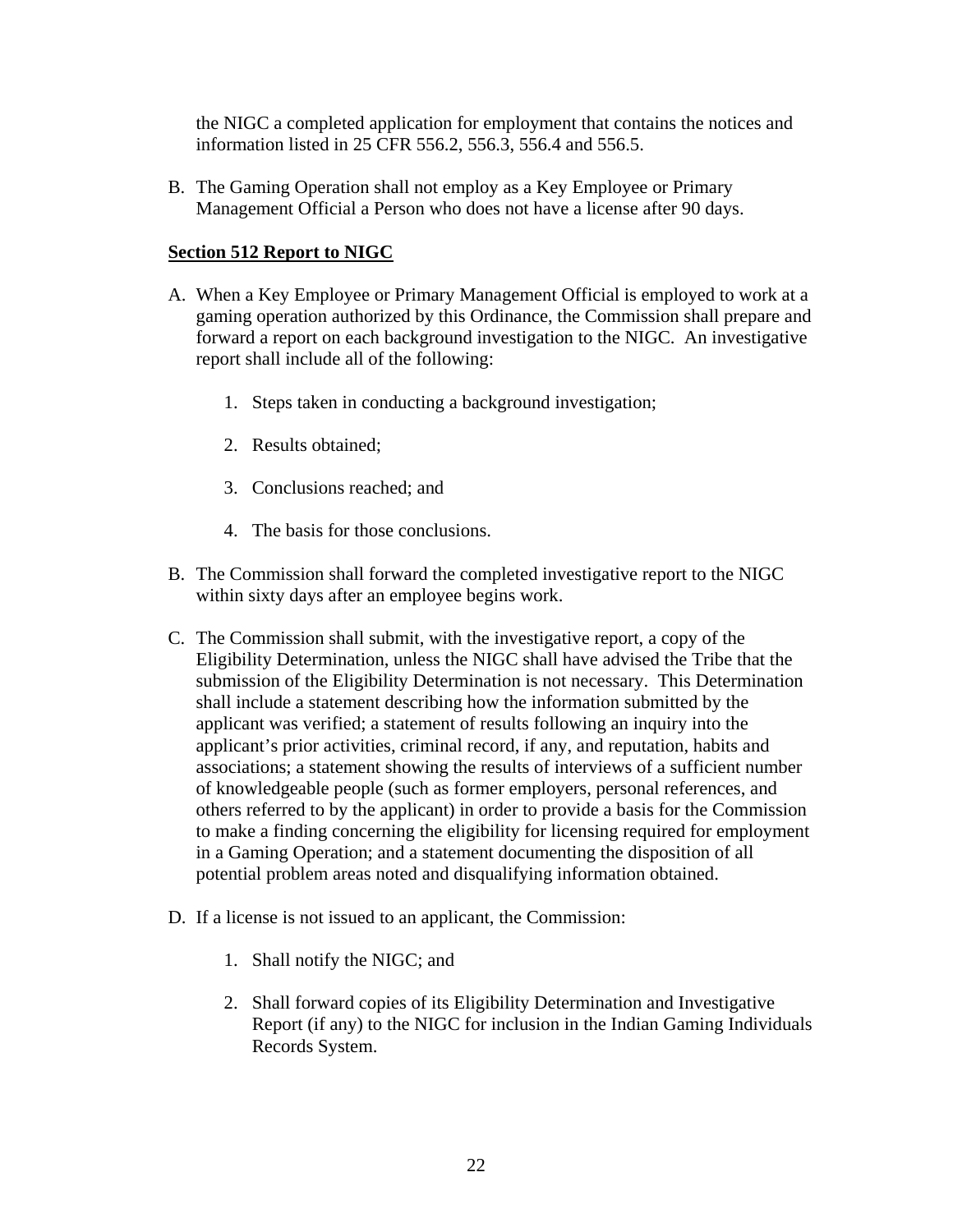the NIGC a completed application for employment that contains the notices and information listed in 25 CFR 556.2, 556.3, 556.4 and 556.5.

B. The Gaming Operation shall not employ as a Key Employee or Primary Management Official a Person who does not have a license after 90 days.

**Section 512 Report to NIGC**

A. When a Key Employee or Primary Management Official is employed to work at a gaming operation authorized by this Ordinance, the Commission shall prepare and forward a report on each background investigation to the NIGC. An investigative report shall include all of the following:

   1. Steps taken in conducting a background investigation;

   2. Results obtained;

   3. Conclusions reached; and

   4. The basis for those conclusions.

B. The Commission shall forward the completed investigative report to the NIGC within sixty days after an employee begins work.

C. The Commission shall submit, with the investigative report, a copy of the Eligibility Determination, unless the NIGC shall have advised the Tribe that the submission of the Eligibility Determination is not necessary. This Determination shall include a statement describing how the information submitted by the applicant was verified; a statement of results following an inquiry into the applicant's prior activities, criminal record, if any, and reputation, habits and associations; a statement showing the results of interviews of a sufficient number of knowledgeable people (such as former employers, personal references, and others referred to by the applicant) in order to provide a basis for the Commission to make a finding concerning the eligibility for licensing required for employment in a Gaming Operation; and a statement documenting the disposition of all potential problem areas noted and disqualifying information obtained.

D. If a license is not issued to an applicant, the Commission:

   1. Shall notify the NIGC; and

   2. Shall forward copies of its Eligibility Determination and Investigative Report (if any) to the NIGC for inclusion in the Indian Gaming Individuals Records System.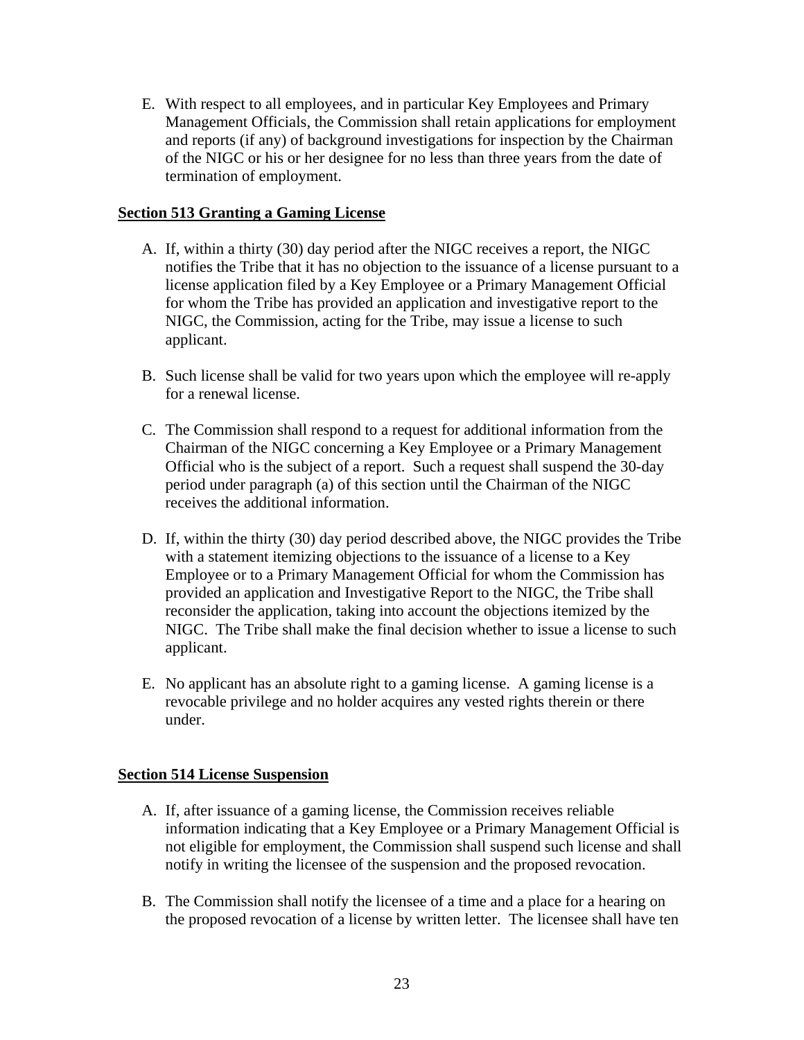E. With respect to all employees, and in particular Key Employees and Primary Management Officials, the Commission shall retain applications for employment and reports (if any) of background investigations for inspection by the Chairman of the NIGC or his or her designee for no less than three years from the date of termination of employment.

**Section 513 Granting a Gaming License**

A. If, within a thirty (30) day period after the NIGC receives a report, the NIGC notifies the Tribe that it has no objection to the issuance of a license pursuant to a license application filed by a Key Employee or a Primary Management Official for whom the Tribe has provided an application and investigative report to the NIGC, the Commission, acting for the Tribe, may issue a license to such applicant.

B. Such license shall be valid for two years upon which the employee will re-apply for a renewal license.

C. The Commission shall respond to a request for additional information from the Chairman of the NIGC concerning a Key Employee or a Primary Management Official who is the subject of a report. Such a request shall suspend the 30-day period under paragraph (a) of this section until the Chairman of the NIGC receives the additional information.

D. If, within the thirty (30) day period described above, the NIGC provides the Tribe with a statement itemizing objections to the issuance of a license to a Key Employee or to a Primary Management Official for whom the Commission has provided an application and Investigative Report to the NIGC, the Tribe shall reconsider the application, taking into account the objections itemized by the NIGC. The Tribe shall make the final decision whether to issue a license to such applicant.

E. No applicant has an absolute right to a gaming license. A gaming license is a revocable privilege and no holder acquires any vested rights therein or there under.

**Section 514 License Suspension**

A. If, after issuance of a gaming license, the Commission receives reliable information indicating that a Key Employee or a Primary Management Official is not eligible for employment, the Commission shall suspend such license and shall notify in writing the licensee of the suspension and the proposed revocation.

B. The Commission shall notify the licensee of a time and a place for a hearing on the proposed revocation of a license by written letter. The licensee shall have ten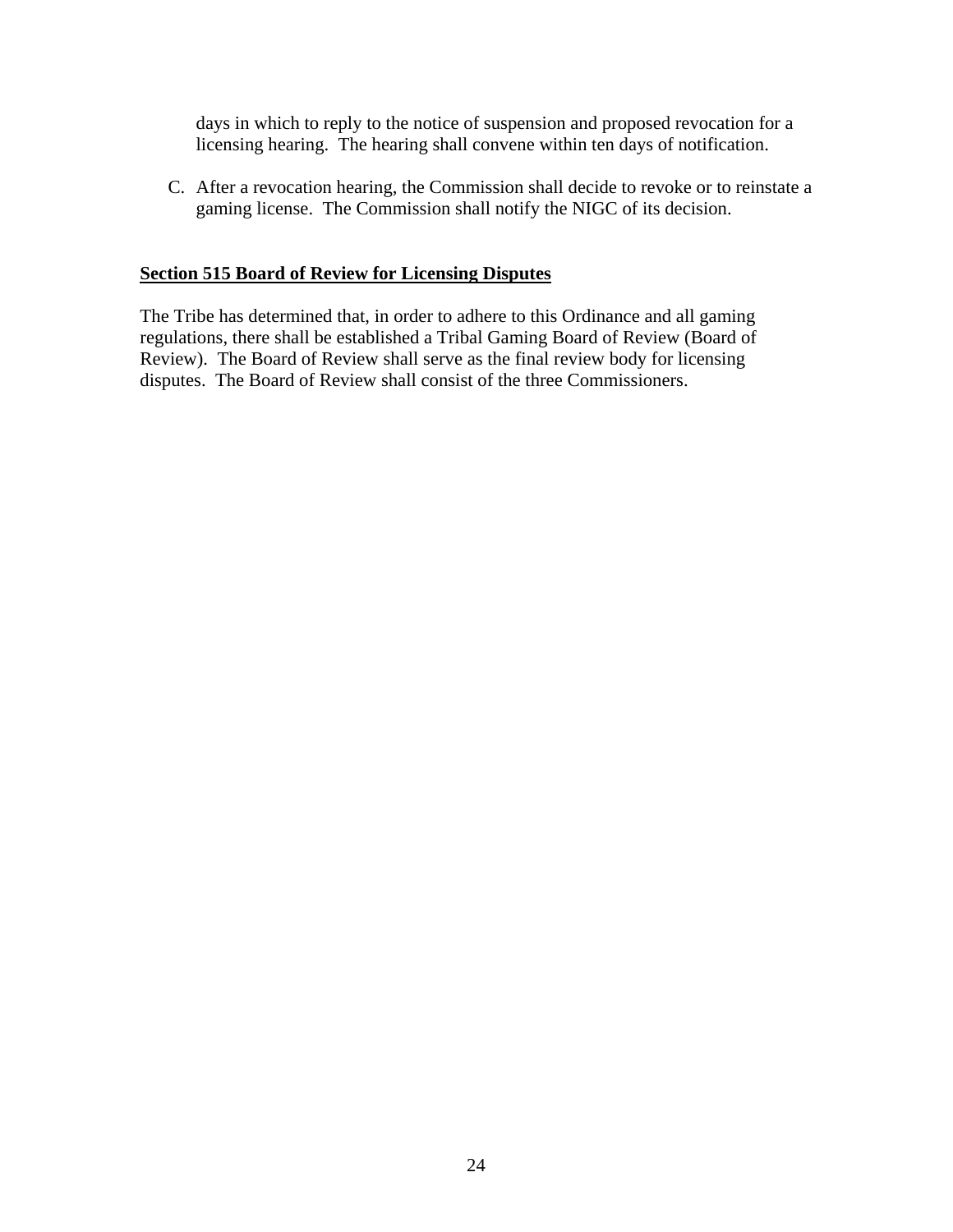days in which to reply to the notice of suspension and proposed revocation for a licensing hearing. The hearing shall convene within ten days of notification.

C. After a revocation hearing, the Commission shall decide to revoke or to reinstate a gaming license. The Commission shall notify the NIGC of its decision.

## Section 515 Board of Review for Licensing Disputes

The Tribe has determined that, in order to adhere to this Ordinance and all gaming regulations, there shall be established a Tribal Gaming Board of Review (Board of Review). The Board of Review shall serve as the final review body for licensing disputes. The Board of Review shall consist of the three Commissioners.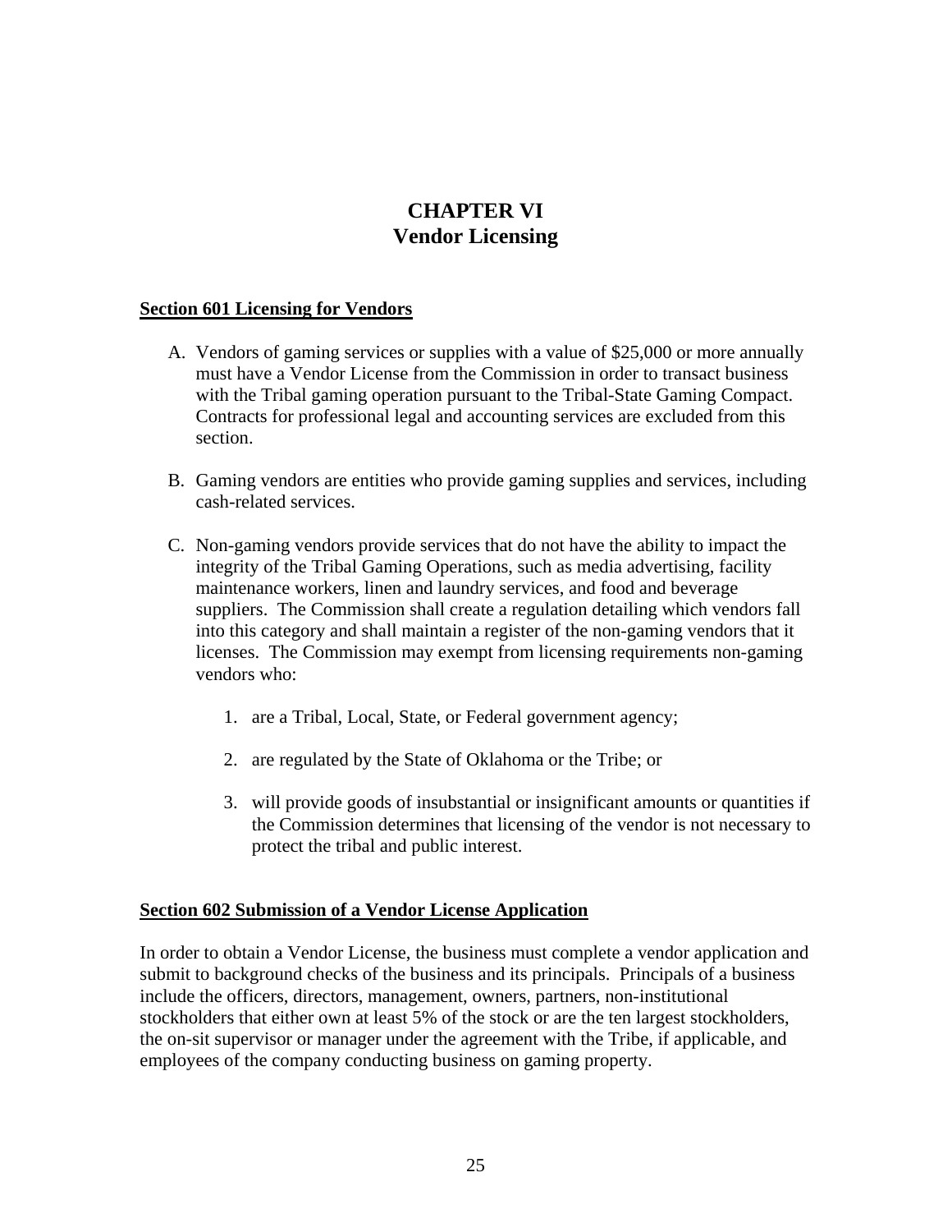# CHAPTER VI
# Vendor Licensing

## Section 601 Licensing for Vendors

A. Vendors of gaming services or supplies with a value of $25,000 or more annually must have a Vendor License from the Commission in order to transact business with the Tribal gaming operation pursuant to the Tribal-State Gaming Compact. Contracts for professional legal and accounting services are excluded from this section.

B. Gaming vendors are entities who provide gaming supplies and services, including cash-related services.

C. Non-gaming vendors provide services that do not have the ability to impact the integrity of the Tribal Gaming Operations, such as media advertising, facility maintenance workers, linen and laundry services, and food and beverage suppliers. The Commission shall create a regulation detailing which vendors fall into this category and shall maintain a register of the non-gaming vendors that it licenses. The Commission may exempt from licensing requirements non-gaming vendors who:

   1. are a Tribal, Local, State, or Federal government agency;

   2. are regulated by the State of Oklahoma or the Tribe; or

   3. will provide goods of insubstantial or insignificant amounts or quantities if the Commission determines that licensing of the vendor is not necessary to protect the tribal and public interest.

## Section 602 Submission of a Vendor License Application

In order to obtain a Vendor License, the business must complete a vendor application and submit to background checks of the business and its principals. Principals of a business include the officers, directors, management, owners, partners, non-institutional stockholders that either own at least 5% of the stock or are the ten largest stockholders, the on-sit supervisor or manager under the agreement with the Tribe, if applicable, and employees of the company conducting business on gaming property.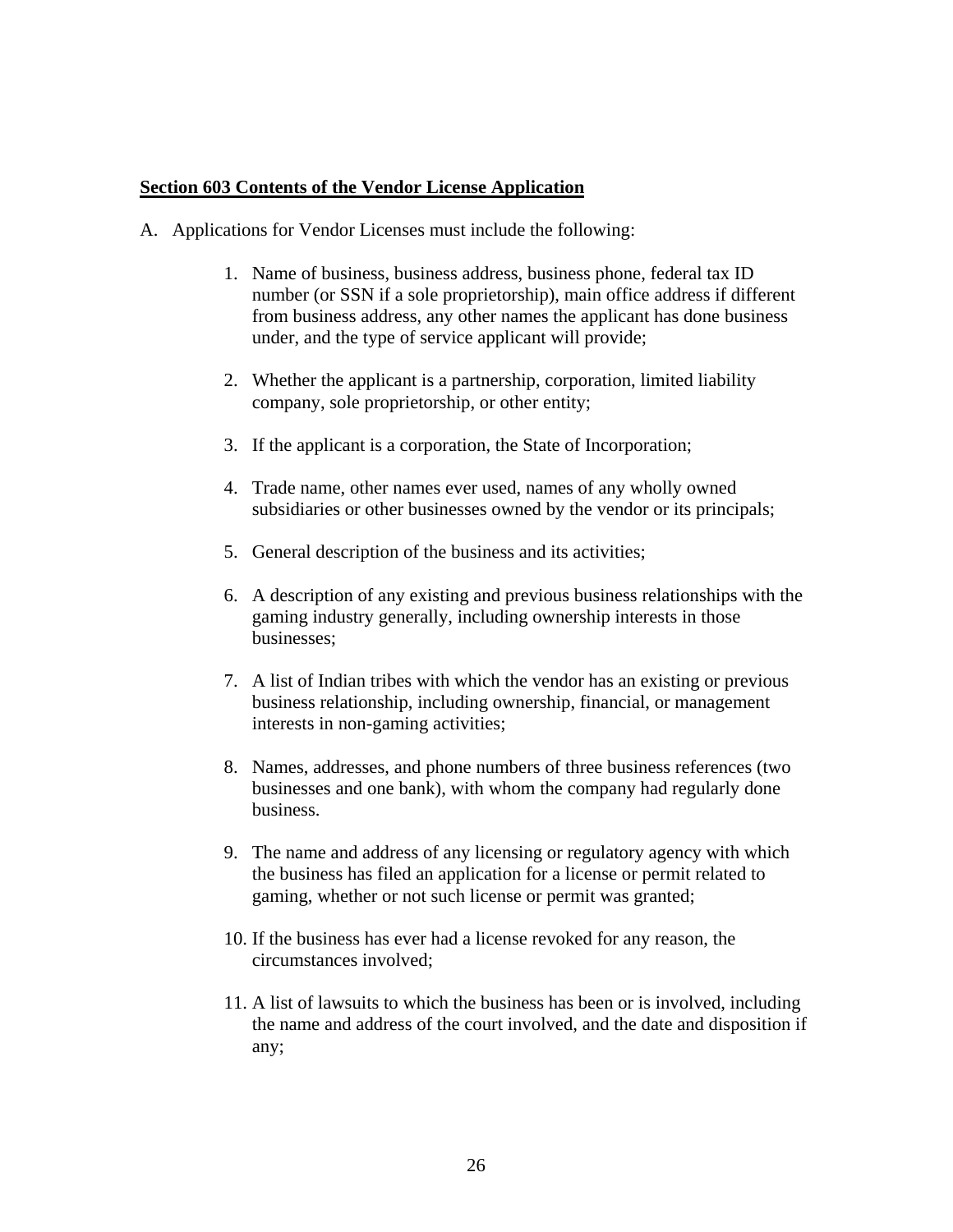**<u>Section 603 Contents of the Vendor License Application</u>**

A. Applications for Vendor Licenses must include the following:

1. Name of business, business address, business phone, federal tax ID number (or SSN if a sole proprietorship), main office address if different from business address, any other names the applicant has done business under, and the type of service applicant will provide;

2. Whether the applicant is a partnership, corporation, limited liability company, sole proprietorship, or other entity;

3. If the applicant is a corporation, the State of Incorporation;

4. Trade name, other names ever used, names of any wholly owned subsidiaries or other businesses owned by the vendor or its principals;

5. General description of the business and its activities;

6. A description of any existing and previous business relationships with the gaming industry generally, including ownership interests in those businesses;

7. A list of Indian tribes with which the vendor has an existing or previous business relationship, including ownership, financial, or management interests in non-gaming activities;

8. Names, addresses, and phone numbers of three business references (two businesses and one bank), with whom the company had regularly done business.

9. The name and address of any licensing or regulatory agency with which the business has filed an application for a license or permit related to gaming, whether or not such license or permit was granted;

10. If the business has ever had a license revoked for any reason, the circumstances involved;

11. A list of lawsuits to which the business has been or is involved, including the name and address of the court involved, and the date and disposition if any;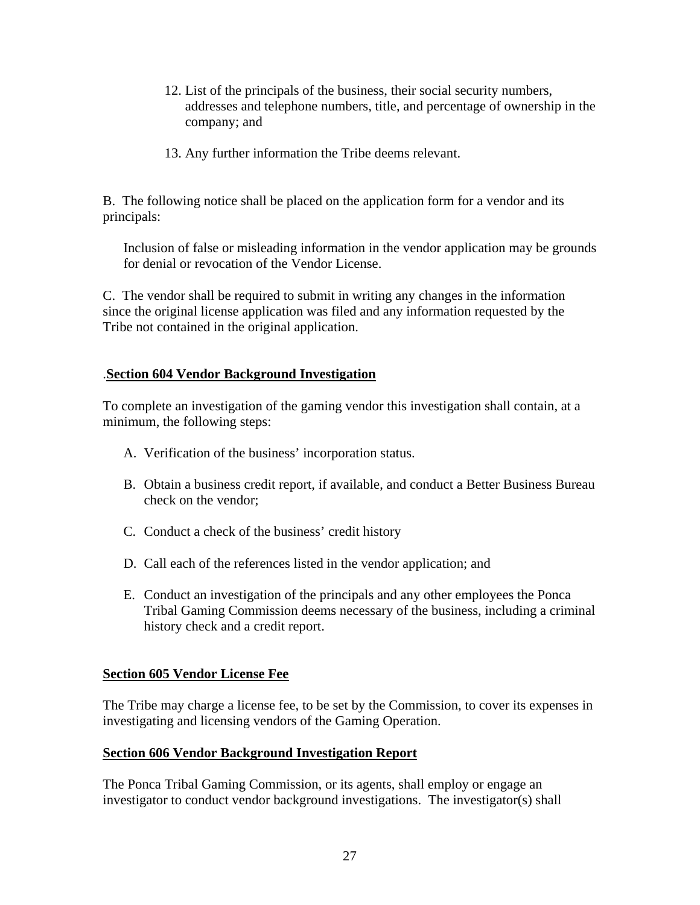12. List of the principals of the business, their social security numbers, addresses and telephone numbers, title, and percentage of ownership in the company; and

13. Any further information the Tribe deems relevant.

B. The following notice shall be placed on the application form for a vendor and its principals:

> Inclusion of false or misleading information in the vendor application may be grounds for denial or revocation of the Vendor License.

C. The vendor shall be required to submit in writing any changes in the information since the original license application was filed and any information requested by the Tribe not contained in the original application.

.**Section 604 Vendor Background Investigation**

To complete an investigation of the gaming vendor this investigation shall contain, at a minimum, the following steps:

A. Verification of the business' incorporation status.

B. Obtain a business credit report, if available, and conduct a Better Business Bureau check on the vendor;

C. Conduct a check of the business' credit history

D. Call each of the references listed in the vendor application; and

E. Conduct an investigation of the principals and any other employees the Ponca Tribal Gaming Commission deems necessary of the business, including a criminal history check and a credit report.

**Section 605 Vendor License Fee**

The Tribe may charge a license fee, to be set by the Commission, to cover its expenses in investigating and licensing vendors of the Gaming Operation.

**Section 606 Vendor Background Investigation Report**

The Ponca Tribal Gaming Commission, or its agents, shall employ or engage an investigator to conduct vendor background investigations. The investigator(s) shall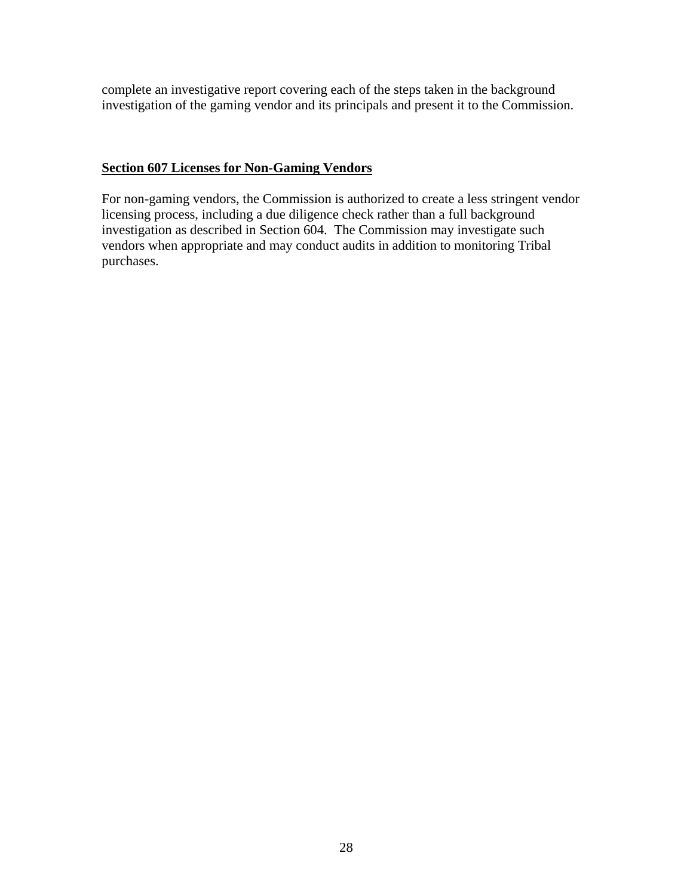complete an investigative report covering each of the steps taken in the background investigation of the gaming vendor and its principals and present it to the Commission.

**Section 607 Licenses for Non-Gaming Vendors**

For non-gaming vendors, the Commission is authorized to create a less stringent vendor licensing process, including a due diligence check rather than a full background investigation as described in Section 604. The Commission may investigate such vendors when appropriate and may conduct audits in addition to monitoring Tribal purchases.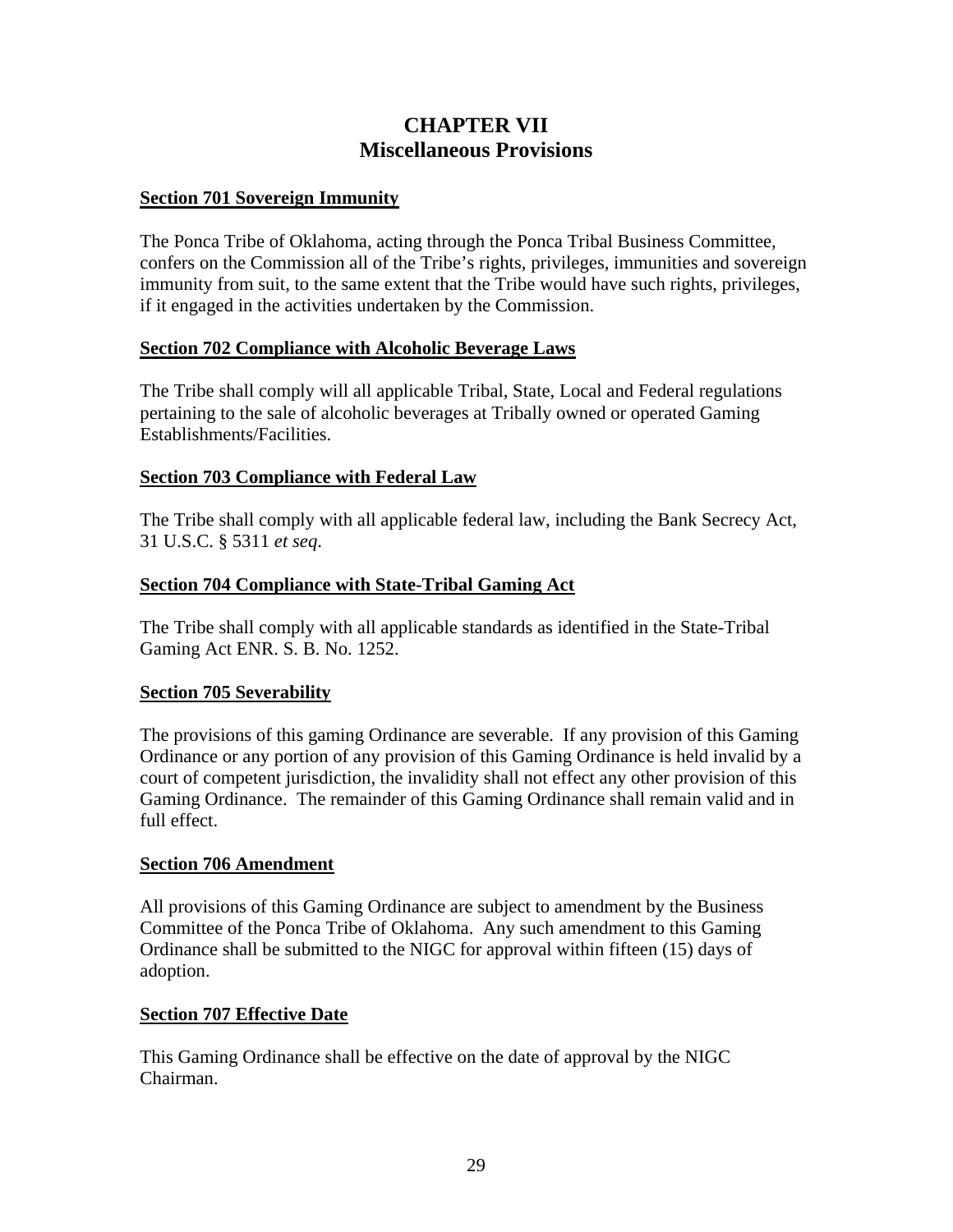# CHAPTER VII
# Miscellaneous Provisions

**Section 701 Sovereign Immunity**

The Ponca Tribe of Oklahoma, acting through the Ponca Tribal Business Committee, confers on the Commission all of the Tribe's rights, privileges, immunities and sovereign immunity from suit, to the same extent that the Tribe would have such rights, privileges, if it engaged in the activities undertaken by the Commission.

**Section 702 Compliance with Alcoholic Beverage Laws**

The Tribe shall comply will all applicable Tribal, State, Local and Federal regulations pertaining to the sale of alcoholic beverages at Tribally owned or operated Gaming Establishments/Facilities.

**Section 703 Compliance with Federal Law**

The Tribe shall comply with all applicable federal law, including the Bank Secrecy Act, 31 U.S.C. § 5311 *et seq.*

**Section 704 Compliance with State-Tribal Gaming Act**

The Tribe shall comply with all applicable standards as identified in the State-Tribal Gaming Act ENR. S. B. No. 1252.

**Section 705 Severability**

The provisions of this gaming Ordinance are severable. If any provision of this Gaming Ordinance or any portion of any provision of this Gaming Ordinance is held invalid by a court of competent jurisdiction, the invalidity shall not effect any other provision of this Gaming Ordinance. The remainder of this Gaming Ordinance shall remain valid and in full effect.

**Section 706 Amendment**

All provisions of this Gaming Ordinance are subject to amendment by the Business Committee of the Ponca Tribe of Oklahoma. Any such amendment to this Gaming Ordinance shall be submitted to the NIGC for approval within fifteen (15) days of adoption.

**Section 707 Effective Date**

This Gaming Ordinance shall be effective on the date of approval by the NIGC Chairman.